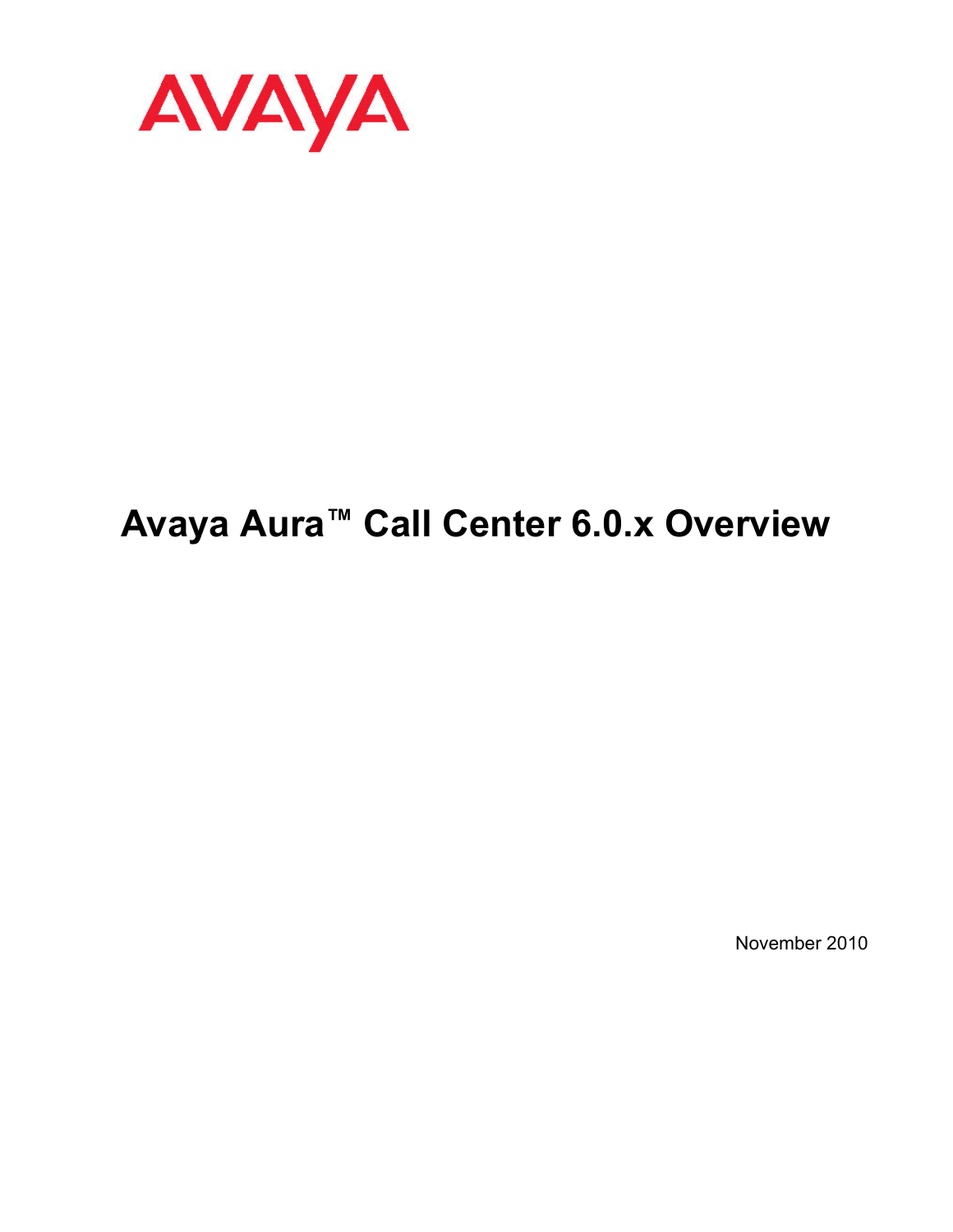AVAYA

# Avaya Aura™ Call Center 6.0.x Overview

November 2010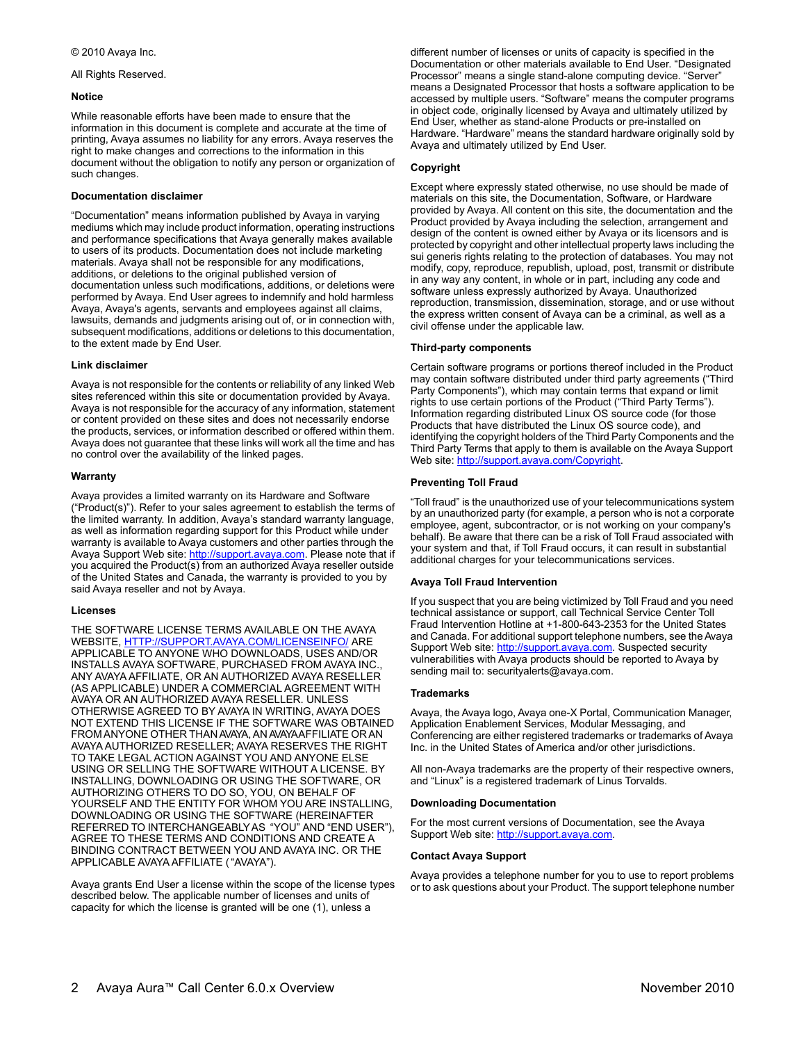© 2010 Avaya Inc.

All Rights Reserved.

### Notice

While reasonable efforts have been made to ensure that the information in this document is complete and accurate at the time of printing, Avaya assumes no liability for any errors. Avaya reserves the right to make changes and corrections to the information in this document without the obligation to notify any person or organization of such changes.

### Documentation disclaimer

"Documentation" means information published by Avaya in varying mediums which may include product information, operating instructions and performance specifications that Avaya generally makes available to users of its products. Documentation does not include marketing materials. Avaya shall not be responsible for any modifications, additions, or deletions to the original published version of documentation unless such modifications, additions, or deletions were performed by Avaya. End User agrees to indemnify and hold harmless Avaya, Avaya's agents, servants and employees against all claims, lawsuits, demands and judgments arising out of, or in connection with, subsequent modifications, additions or deletions to this documentation, to the extent made by End User.

### Link disclaimer

Avaya is not responsible for the contents or reliability of any linked Web sites referenced within this site or documentation provided by Avaya. Avaya is not responsible for the accuracy of any information, statement or content provided on these sites and does not necessarily endorse the products, services, or information described or offered within them. Avaya does not guarantee that these links will work all the time and has no control over the availability of the linked pages.

### Warranty

Avaya provides a limited warranty on its Hardware and Software ("Product(s)"). Refer to your sales agreement to establish the terms of the limited warranty. In addition, Avaya's standard warranty language, as well as information regarding support for this Product while under warranty is available to Avaya customers and other parties through the Avaya Support Web site: http://support.avaya.com. Please note that if you acquired the Product(s) from an authorized Avaya reseller outside of the United States and Canada, the warranty is provided to you by said Avaya reseller and not by Avaya.

### Licenses

THE SOFTWARE LICENSE TERMS AVAILABLE ON THE AVAYA WEBSITE, HTTP://SUPPORT.AVAYA.COM/LICENSEINFO/ ARE APPLICABLE TO ANYONE WHO DOWNLOADS, USES AND/OR INSTALLS AVAYA SOFTWARE, PURCHASED FROM AVAYA INC., ANY AVAYA AFFILIATE, OR AN AUTHORIZED AVAYA RESELLER (AS APPLICABLE) UNDER A COMMERCIAL AGREEMENT WITH AVAYA OR AN AUTHORIZED AVAYA RESELLER. UNLESS OTHERWISE AGREED TO BY AVAYA IN WRITING, AVAYA DOES NOT EXTEND THIS LICENSE IF THE SOFTWARE WAS OBTAINED FROM ANYONE OTHER THAN AVAYA, AN AVAYA AFFILIATE OR AN AVAYA AUTHORIZED RESELLER; AVAYA RESERVES THE RIGHT TO TAKE LEGAL ACTION AGAINST YOU AND ANYONE ELSE USING OR SELLING THE SOFTWARE WITHOUT A LICENSE. BY INSTALLING, DOWNLOADING OR USING THE SOFTWARE, OR AUTHORIZING OTHERS TO DO SO, YOU, ON BEHALF OF YOURSELF AND THE ENTITY FOR WHOM YOU ARE INSTALLING, DOWNLOADING OR USING THE SOFTWARE (HEREINAFTER REFERRED TO INTERCHANGEABLY AS "YOU" AND "END USER"), AGREE TO THESE TERMS AND CONDITIONS AND CREATE A BINDING CONTRACT BETWEEN YOU AND AVAYA INC. OR THE APPLICABLE AVAYA AFFILIATE ( "AVAYA").

Avaya grants End User a license within the scope of the license types described below. The applicable number of licenses and units of capacity for which the license is granted will be one (1), unless a different number of licenses or units of capacity is specified in the Documentation or other materials available to End User. "Designated Processor" means a single stand-alone computing device. "Server" means a Designated Processor that hosts a software application to be accessed by multiple users. "Software" means the computer programs in object code, originally licensed by Avaya and ultimately utilized by End User, whether as stand-alone Products or pre-installed on Hardware. "Hardware" means the standard hardware originally sold by Avaya and ultimately utilized by End User.

### Copyright

Except where expressly stated otherwise, no use should be made of materials on this site, the Documentation, Software, or Hardware provided by Avaya. All content on this site, the documentation and the Product provided by Avaya including the selection, arrangement and design of the content is owned either by Avaya or its licensors and is protected by copyright and other intellectual property laws including the sui generis rights relating to the protection of databases. You may not modify, copy, reproduce, republish, upload, post, transmit or distribute in any way any content, in whole or in part, including any code and software unless expressly authorized by Avaya. Unauthorized reproduction, transmission, dissemination, storage, and or use without the express written consent of Avaya can be a criminal, as well as a civil offense under the applicable law.

### Third-party components

Certain software programs or portions thereof included in the Product may contain software distributed under third party agreements ("Third Party Components"), which may contain terms that expand or limit rights to use certain portions of the Product ("Third Party Terms"). Information regarding distributed Linux OS source code (for those Products that have distributed the Linux OS source code), and identifying the copyright holders of the Third Party Components and the Third Party Terms that apply to them is available on the Avaya Support Web site: http://support.avaya.com/Copyright.

### Preventing Toll Fraud

"Toll fraud" is the unauthorized use of your telecommunications system by an unauthorized party (for example, a person who is not a corporate employee, agent, subcontractor, or is not working on your company's behalf). Be aware that there can be a risk of Toll Fraud associated with your system and that, if Toll Fraud occurs, it can result in substantial additional charges for your telecommunications services.

### Avaya Toll Fraud Intervention

If you suspect that you are being victimized by Toll Fraud and you need technical assistance or support, call Technical Service Center Toll Fraud Intervention Hotline at +1-800-643-2353 for the United States and Canada. For additional support telephone numbers, see the Avaya Support Web site: http://support.avaya.com. Suspected security vulnerabilities with Avaya products should be reported to Avaya by sending mail to: securityalerts@avaya.com.

### Trademarks

Avaya, the Avaya logo, Avaya one-X Portal, Communication Manager, Application Enablement Services, Modular Messaging, and Conferencing are either registered trademarks or trademarks of Avaya Inc. in the United States of America and/or other jurisdictions.

All non-Avaya trademarks are the property of their respective owners, and "Linux" is a registered trademark of Linus Torvalds.

### Downloading Documentation

For the most current versions of Documentation, see the Avaya Support Web site: http://support.avaya.com.

### Contact Avaya Support

Avaya provides a telephone number for you to use to report problems or to ask questions about your Product. The support telephone number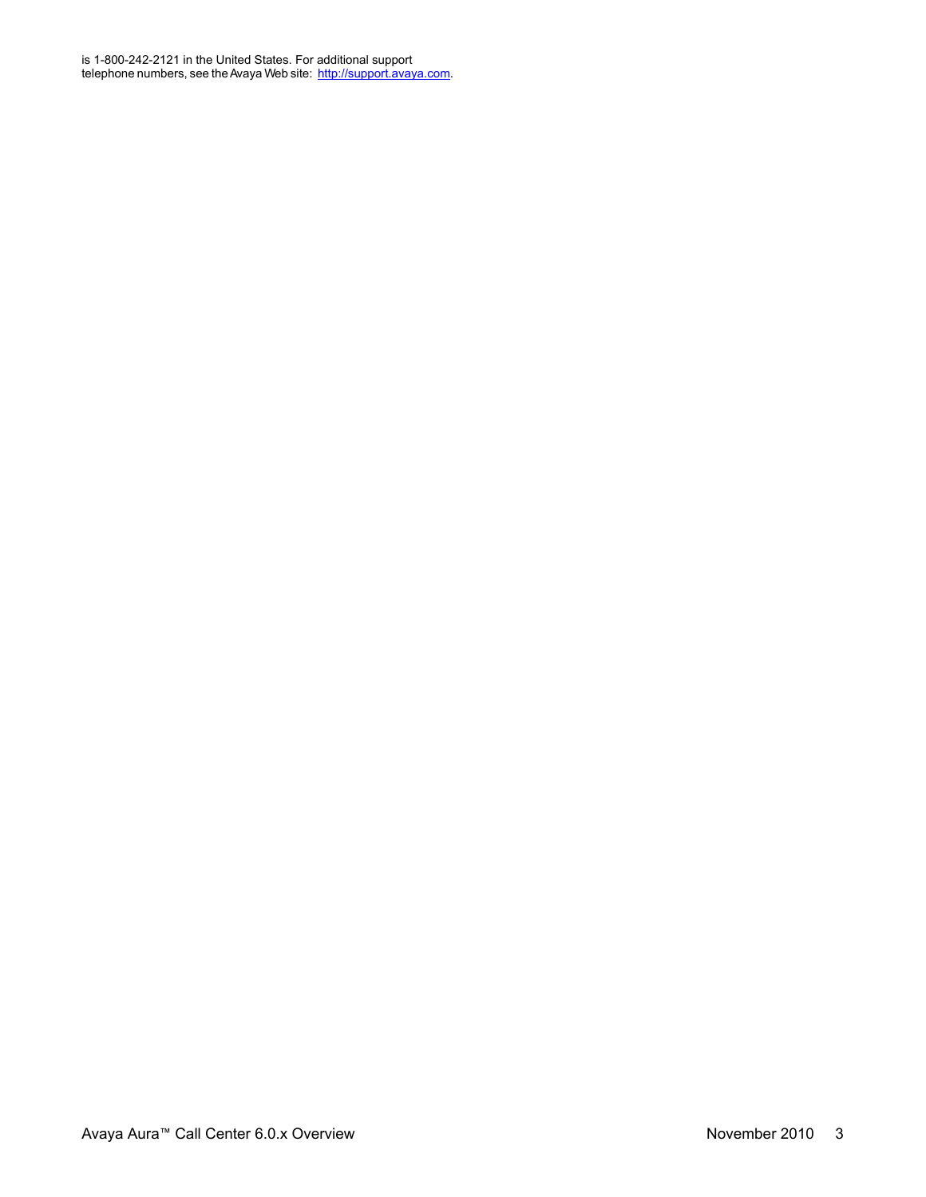is 1-800-242-2121 in the United States. For additional support telephone numbers, see the Avaya Web site: [http://support.avaya.com](http://support.avaya.com).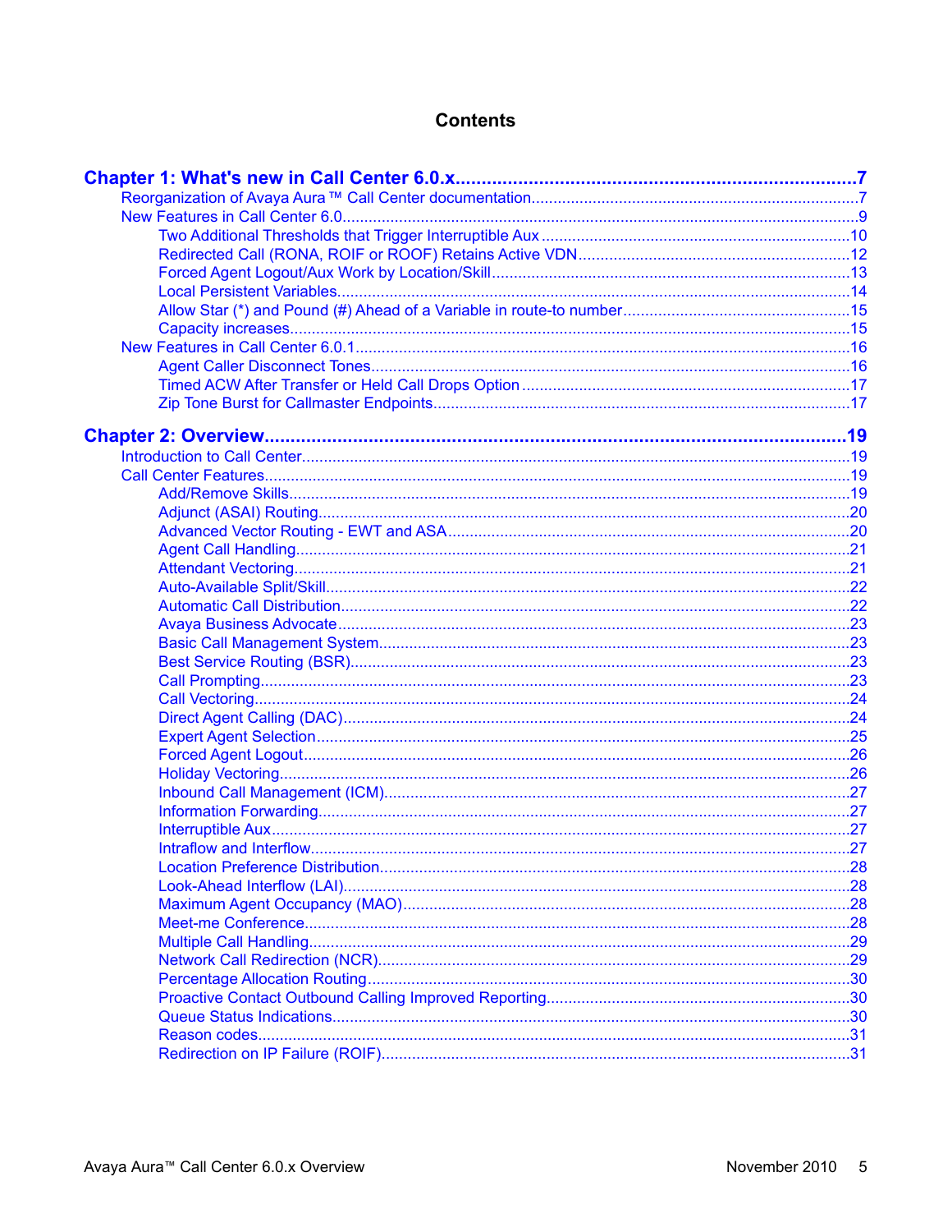# Contents

**Chapter 1: What's new in Call Center 6.0.x** .......... 7

- Reorganization of Avaya Aura ™ Call Center documentation .......... 7
- New Features in Call Center 6.0 .......... 9
  - Two Additional Thresholds that Trigger Interruptible Aux .......... 10
  - Redirected Call (RONA, ROIF or ROOF) Retains Active VDN .......... 12
  - Forced Agent Logout/Aux Work by Location/Skill .......... 13
  - Local Persistent Variables .......... 14
  - Allow Star (*) and Pound (#) Ahead of a Variable in route-to number .......... 15
  - Capacity increases .......... 15
- New Features in Call Center 6.0.1 .......... 16
  - Agent Caller Disconnect Tones .......... 16
  - Timed ACW After Transfer or Held Call Drops Option .......... 17
  - Zip Tone Burst for Callmaster Endpoints .......... 17

**Chapter 2: Overview** .......... 19

- Introduction to Call Center .......... 19
- Call Center Features .......... 19
  - Add/Remove Skills .......... 19
  - Adjunct (ASAI) Routing .......... 20
  - Advanced Vector Routing - EWT and ASA .......... 20
  - Agent Call Handling .......... 21
  - Attendant Vectoring .......... 21
  - Auto-Available Split/Skill .......... 22
  - Automatic Call Distribution .......... 22
  - Avaya Business Advocate .......... 23
  - Basic Call Management System .......... 23
  - Best Service Routing (BSR) .......... 23
  - Call Prompting .......... 23
  - Call Vectoring .......... 24
  - Direct Agent Calling (DAC) .......... 24
  - Expert Agent Selection .......... 25
  - Forced Agent Logout .......... 26
  - Holiday Vectoring .......... 26
  - Inbound Call Management (ICM) .......... 27
  - Information Forwarding .......... 27
  - Interruptible Aux .......... 27
  - Intraflow and Interflow .......... 27
  - Location Preference Distribution .......... 28
  - Look-Ahead Interflow (LAI) .......... 28
  - Maximum Agent Occupancy (MAO) .......... 28
  - Meet-me Conference .......... 28
  - Multiple Call Handling .......... 29
  - Network Call Redirection (NCR) .......... 29
  - Percentage Allocation Routing .......... 30
  - Proactive Contact Outbound Calling Improved Reporting .......... 30
  - Queue Status Indications .......... 30
  - Reason codes .......... 31
  - Redirection on IP Failure (ROIF) .......... 31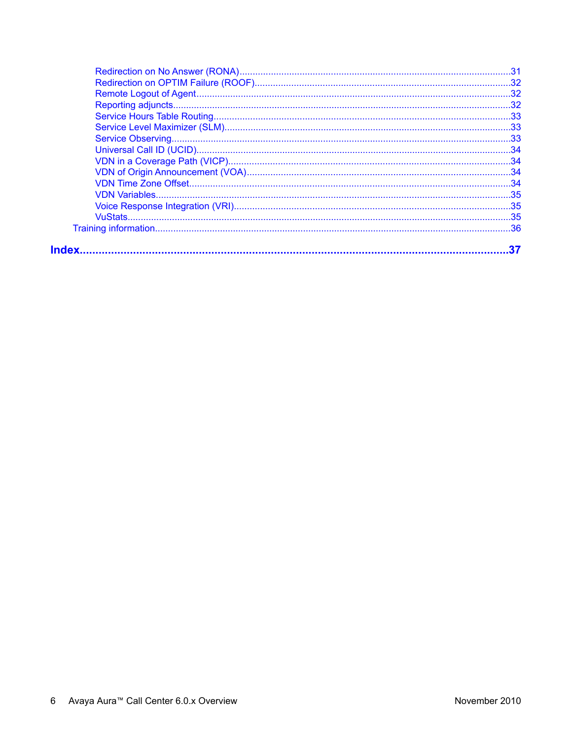Redirection on No Answer (RONA) ..... 31
Redirection on OPTIM Failure (ROOF) ..... 32
Remote Logout of Agent ..... 32
Reporting adjuncts ..... 32
Service Hours Table Routing ..... 33
Service Level Maximizer (SLM) ..... 33
Service Observing ..... 33
Universal Call ID (UCID) ..... 34
VDN in a Coverage Path (VICP) ..... 34
VDN of Origin Announcement (VOA) ..... 34
VDN Time Zone Offset ..... 34
VDN Variables ..... 35
Voice Response Integration (VRI) ..... 35
VuStats ..... 35

Training information ..... 36

**Index ..... 37**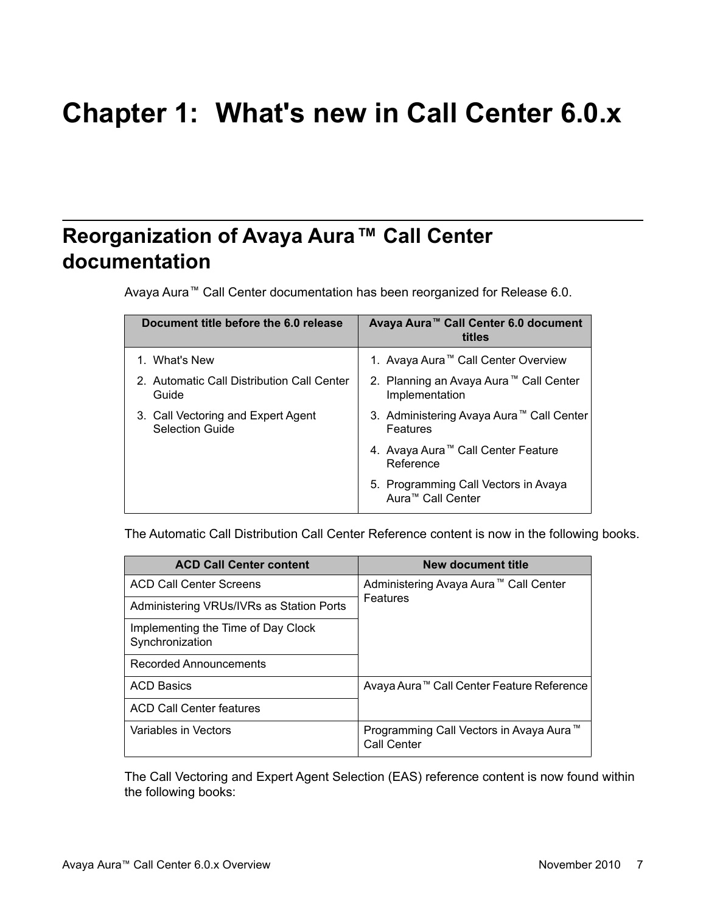# Chapter 1: What's new in Call Center 6.0.x

## Reorganization of Avaya Aura™ Call Center documentation

Avaya Aura™ Call Center documentation has been reorganized for Release 6.0.

| Document title before the 6.0 release | Avaya Aura™ Call Center 6.0 document titles |
|---|---|
| 1. What's New<br>2. Automatic Call Distribution Call Center Guide<br>3. Call Vectoring and Expert Agent Selection Guide | 1. Avaya Aura™ Call Center Overview<br>2. Planning an Avaya Aura™ Call Center Implementation<br>3. Administering Avaya Aura™ Call Center Features<br>4. Avaya Aura™ Call Center Feature Reference<br>5. Programming Call Vectors in Avaya Aura™ Call Center |

The Automatic Call Distribution Call Center Reference content is now in the following books.

| ACD Call Center content | New document title |
|---|---|
| ACD Call Center Screens | Administering Avaya Aura™ Call Center Features |
| Administering VRUs/IVRs as Station Ports | |
| Implementing the Time of Day Clock Synchronization | |
| Recorded Announcements | |
| ACD Basics | Avaya Aura™ Call Center Feature Reference |
| ACD Call Center features | |
| Variables in Vectors | Programming Call Vectors in Avaya Aura™ Call Center |

The Call Vectoring and Expert Agent Selection (EAS) reference content is now found within the following books: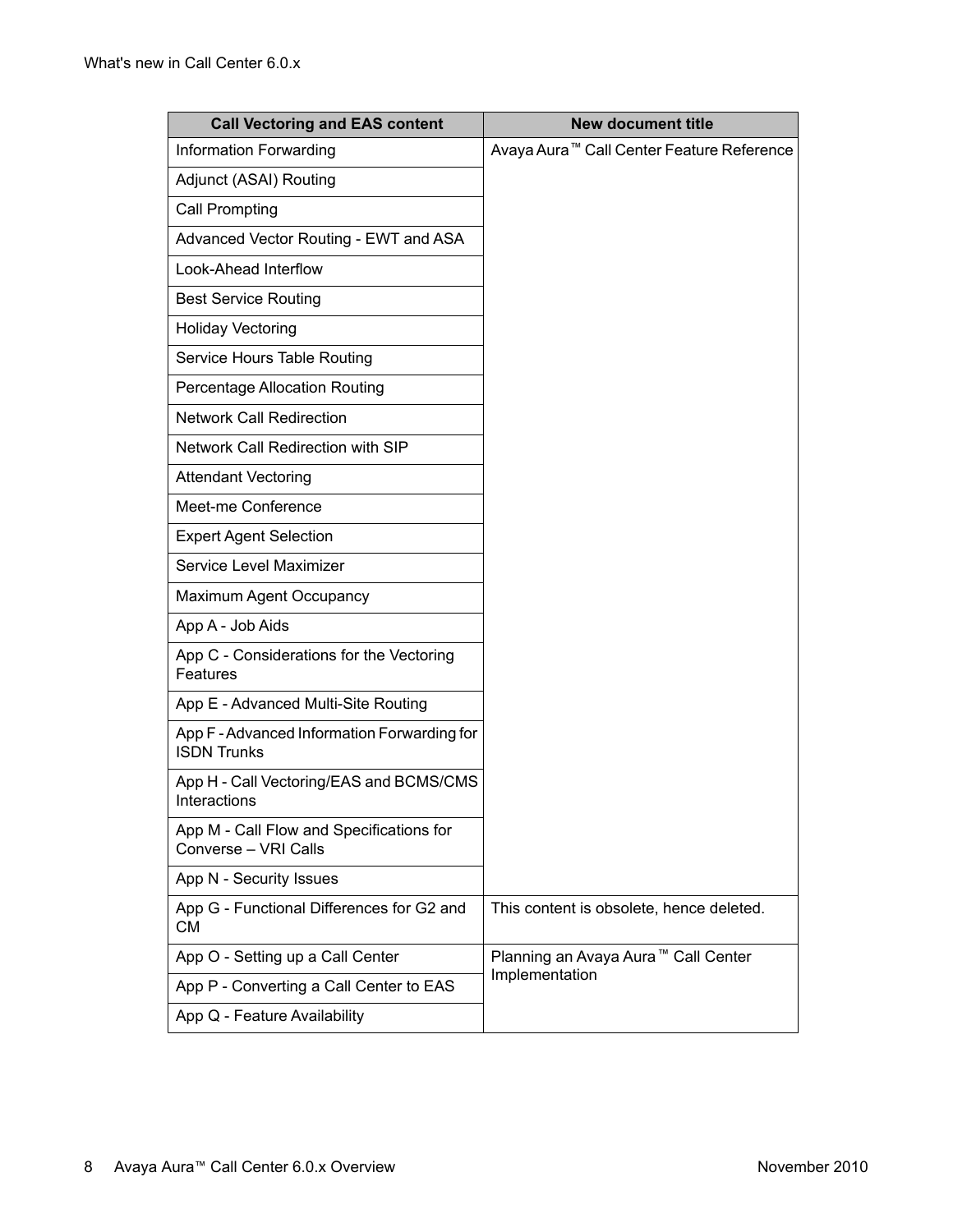| Call Vectoring and EAS content | New document title |
|---|---|
| Information Forwarding | Avaya Aura™ Call Center Feature Reference |
| Adjunct (ASAI) Routing | |
| Call Prompting | |
| Advanced Vector Routing - EWT and ASA | |
| Look-Ahead Interflow | |
| Best Service Routing | |
| Holiday Vectoring | |
| Service Hours Table Routing | |
| Percentage Allocation Routing | |
| Network Call Redirection | |
| Network Call Redirection with SIP | |
| Attendant Vectoring | |
| Meet-me Conference | |
| Expert Agent Selection | |
| Service Level Maximizer | |
| Maximum Agent Occupancy | |
| App A - Job Aids | |
| App C - Considerations for the Vectoring Features | |
| App E - Advanced Multi-Site Routing | |
| App F - Advanced Information Forwarding for ISDN Trunks | |
| App H - Call Vectoring/EAS and BCMS/CMS Interactions | |
| App M - Call Flow and Specifications for Converse – VRI Calls | |
| App N - Security Issues | |
| App G - Functional Differences for G2 and CM | This content is obsolete, hence deleted. |
| App O - Setting up a Call Center | Planning an Avaya Aura™ Call Center Implementation |
| App P - Converting a Call Center to EAS | |
| App Q - Feature Availability | |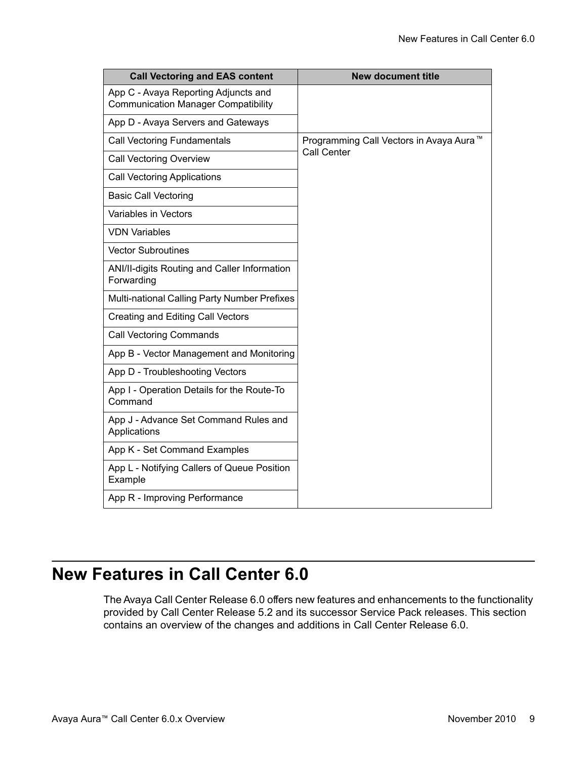| Call Vectoring and EAS content | New document title |
| --- | --- |
| App C - Avaya Reporting Adjuncts and Communication Manager Compatibility | |
| App D - Avaya Servers and Gateways | |
| Call Vectoring Fundamentals | Programming Call Vectors in Avaya Aura™ Call Center |
| Call Vectoring Overview | |
| Call Vectoring Applications | |
| Basic Call Vectoring | |
| Variables in Vectors | |
| VDN Variables | |
| Vector Subroutines | |
| ANI/II-digits Routing and Caller Information Forwarding | |
| Multi-national Calling Party Number Prefixes | |
| Creating and Editing Call Vectors | |
| Call Vectoring Commands | |
| App B - Vector Management and Monitoring | |
| App D - Troubleshooting Vectors | |
| App I - Operation Details for the Route-To Command | |
| App J - Advance Set Command Rules and Applications | |
| App K - Set Command Examples | |
| App L - Notifying Callers of Queue Position Example | |
| App R - Improving Performance | |

# New Features in Call Center 6.0

The Avaya Call Center Release 6.0 offers new features and enhancements to the functionality provided by Call Center Release 5.2 and its successor Service Pack releases. This section contains an overview of the changes and additions in Call Center Release 6.0.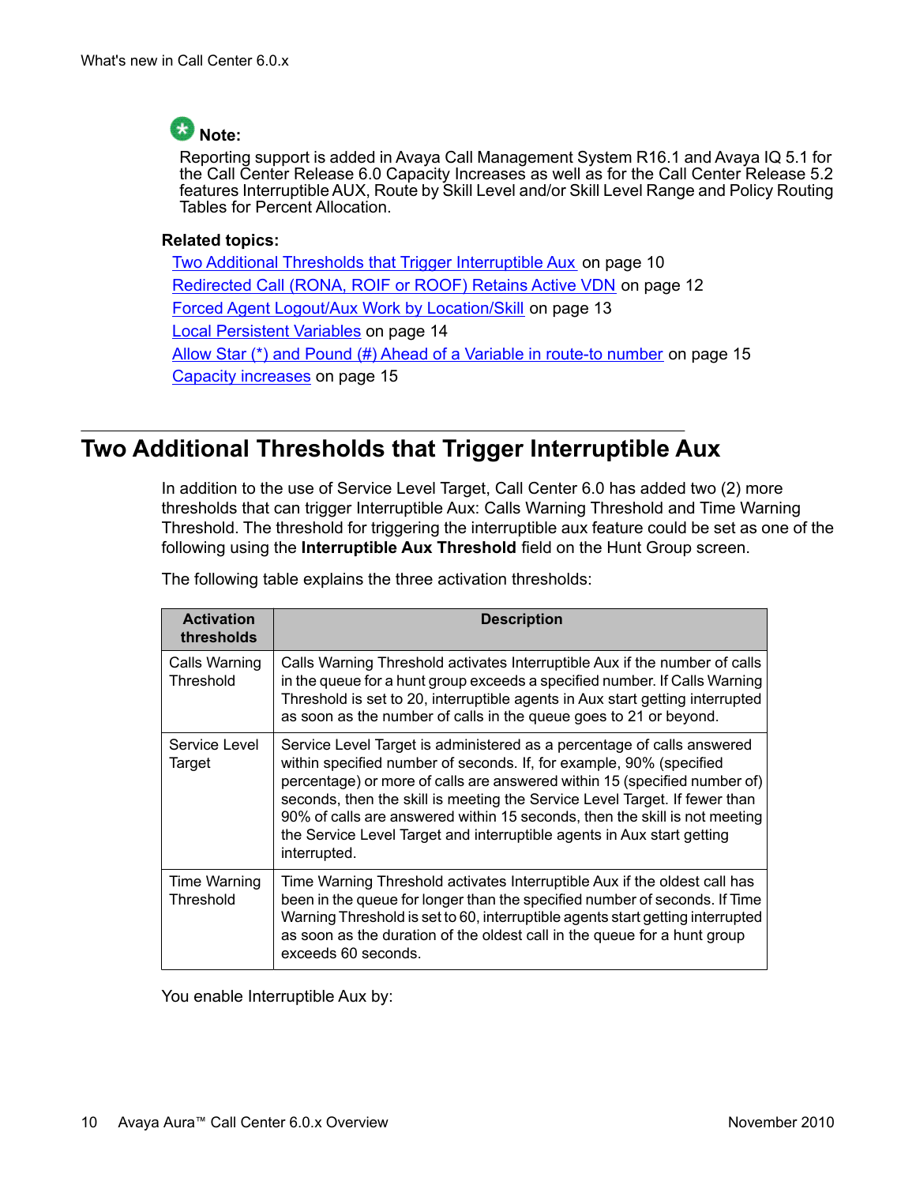**Note:**

Reporting support is added in Avaya Call Management System R16.1 and Avaya IQ 5.1 for the Call Center Release 6.0 Capacity Increases as well as for the Call Center Release 5.2 features Interruptible AUX, Route by Skill Level and/or Skill Level Range and Policy Routing Tables for Percent Allocation.

**Related topics:**

Two Additional Thresholds that Trigger Interruptible Aux on page 10
Redirected Call (RONA, ROIF or ROOF) Retains Active VDN on page 12
Forced Agent Logout/Aux Work by Location/Skill on page 13
Local Persistent Variables on page 14
Allow Star (*) and Pound (#) Ahead of a Variable in route-to number on page 15
Capacity increases on page 15

## Two Additional Thresholds that Trigger Interruptible Aux

In addition to the use of Service Level Target, Call Center 6.0 has added two (2) more thresholds that can trigger Interruptible Aux: Calls Warning Threshold and Time Warning Threshold. The threshold for triggering the interruptible aux feature could be set as one of the following using the **Interruptible Aux Threshold** field on the Hunt Group screen.

The following table explains the three activation thresholds:

| Activation thresholds | Description |
|---|---|
| Calls Warning Threshold | Calls Warning Threshold activates Interruptible Aux if the number of calls in the queue for a hunt group exceeds a specified number. If Calls Warning Threshold is set to 20, interruptible agents in Aux start getting interrupted as soon as the number of calls in the queue goes to 21 or beyond. |
| Service Level Target | Service Level Target is administered as a percentage of calls answered within specified number of seconds. If, for example, 90% (specified percentage) or more of calls are answered within 15 (specified number of) seconds, then the skill is meeting the Service Level Target. If fewer than 90% of calls are answered within 15 seconds, then the skill is not meeting the Service Level Target and interruptible agents in Aux start getting interrupted. |
| Time Warning Threshold | Time Warning Threshold activates Interruptible Aux if the oldest call has been in the queue for longer than the specified number of seconds. If Time Warning Threshold is set to 60, interruptible agents start getting interrupted as soon as the duration of the oldest call in the queue for a hunt group exceeds 60 seconds. |

You enable Interruptible Aux by: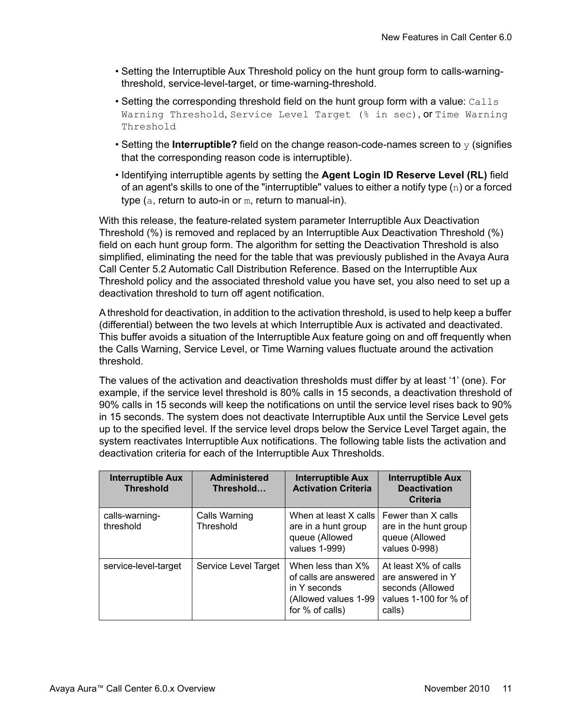- Setting the Interruptible Aux Threshold policy on the hunt group form to calls-warning-threshold, service-level-target, or time-warning-threshold.
- Setting the corresponding threshold field on the hunt group form with a value: `Calls Warning Threshold`, `Service Level Target (% in sec)`, or `Time Warning Threshold`
- Setting the **Interruptible?** field on the change reason-code-names screen to `y` (signifies that the corresponding reason code is interruptible).
- Identifying interruptible agents by setting the **Agent Login ID Reserve Level (RL)** field of an agent's skills to one of the "interruptible" values to either a notify type (`n`) or a forced type (`a`, return to auto-in or `m`, return to manual-in).

With this release, the feature-related system parameter Interruptible Aux Deactivation Threshold (%) is removed and replaced by an Interruptible Aux Deactivation Threshold (%) field on each hunt group form. The algorithm for setting the Deactivation Threshold is also simplified, eliminating the need for the table that was previously published in the Avaya Aura Call Center 5.2 Automatic Call Distribution Reference. Based on the Interruptible Aux Threshold policy and the associated threshold value you have set, you also need to set up a deactivation threshold to turn off agent notification.

A threshold for deactivation, in addition to the activation threshold, is used to help keep a buffer (differential) between the two levels at which Interruptible Aux is activated and deactivated. This buffer avoids a situation of the Interruptible Aux feature going on and off frequently when the Calls Warning, Service Level, or Time Warning values fluctuate around the activation threshold.

The values of the activation and deactivation thresholds must differ by at least ‘1’ (one). For example, if the service level threshold is 80% calls in 15 seconds, a deactivation threshold of 90% calls in 15 seconds will keep the notifications on until the service level rises back to 90% in 15 seconds. The system does not deactivate Interruptible Aux until the Service Level gets up to the specified level. If the service level drops below the Service Level Target again, the system reactivates Interruptible Aux notifications. The following table lists the activation and deactivation criteria for each of the Interruptible Aux Thresholds.

| Interruptible Aux Threshold | Administered Threshold… | Interruptible Aux Activation Criteria | Interruptible Aux Deactivation Criteria |
| --- | --- | --- | --- |
| calls-warning-threshold | Calls Warning Threshold | When at least X calls are in a hunt group queue (Allowed values 1-999) | Fewer than X calls are in the hunt group queue (Allowed values 0-998) |
| service-level-target | Service Level Target | When less than X% of calls are answered in Y seconds (Allowed values 1-99 for % of calls) | At least X% of calls are answered in Y seconds (Allowed values 1-100 for % of calls) |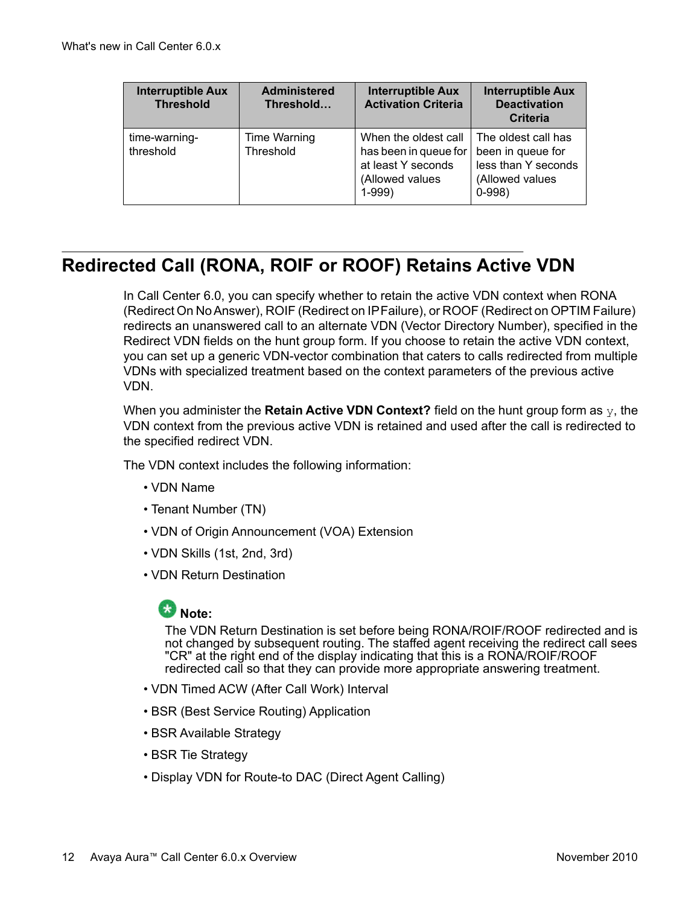| Interruptible Aux Threshold | Administered Threshold… | Interruptible Aux Activation Criteria | Interruptible Aux Deactivation Criteria |
| --- | --- | --- | --- |
| time-warning-threshold | Time Warning Threshold | When the oldest call has been in queue for at least Y seconds (Allowed values 1-999) | The oldest call has been in queue for less than Y seconds (Allowed values 0-998) |

## Redirected Call (RONA, ROIF or ROOF) Retains Active VDN

In Call Center 6.0, you can specify whether to retain the active VDN context when RONA (Redirect On No Answer), ROIF (Redirect on IP Failure), or ROOF (Redirect on OPTIM Failure) redirects an unanswered call to an alternate VDN (Vector Directory Number), specified in the Redirect VDN fields on the hunt group form. If you choose to retain the active VDN context, you can set up a generic VDN-vector combination that caters to calls redirected from multiple VDNs with specialized treatment based on the context parameters of the previous active VDN.

When you administer the **Retain Active VDN Context?** field on the hunt group form as `y`, the VDN context from the previous active VDN is retained and used after the call is redirected to the specified redirect VDN.

The VDN context includes the following information:

- VDN Name
- Tenant Number (TN)
- VDN of Origin Announcement (VOA) Extension
- VDN Skills (1st, 2nd, 3rd)
- VDN Return Destination

  **Note:**
  The VDN Return Destination is set before being RONA/ROIF/ROOF redirected and is not changed by subsequent routing. The staffed agent receiving the redirect call sees "CR" at the right end of the display indicating that this is a RONA/ROIF/ROOF redirected call so that they can provide more appropriate answering treatment.

- VDN Timed ACW (After Call Work) Interval
- BSR (Best Service Routing) Application
- BSR Available Strategy
- BSR Tie Strategy
- Display VDN for Route-to DAC (Direct Agent Calling)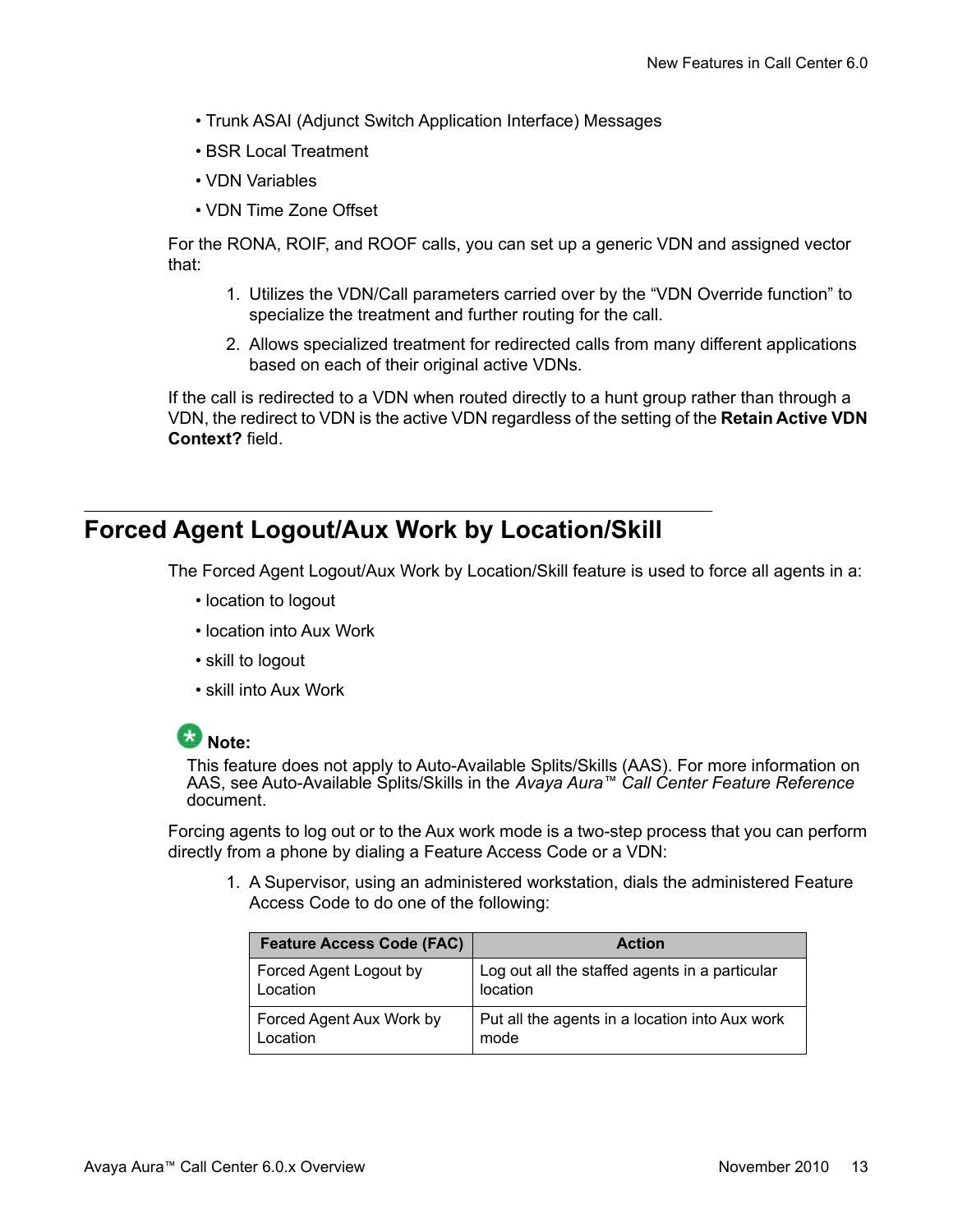- Trunk ASAI (Adjunct Switch Application Interface) Messages
- BSR Local Treatment
- VDN Variables
- VDN Time Zone Offset

For the RONA, ROIF, and ROOF calls, you can set up a generic VDN and assigned vector that:

1. Utilizes the VDN/Call parameters carried over by the “VDN Override function” to specialize the treatment and further routing for the call.
2. Allows specialized treatment for redirected calls from many different applications based on each of their original active VDNs.

If the call is redirected to a VDN when routed directly to a hunt group rather than through a VDN, the redirect to VDN is the active VDN regardless of the setting of the **Retain Active VDN Context?** field.

## Forced Agent Logout/Aux Work by Location/Skill

The Forced Agent Logout/Aux Work by Location/Skill feature is used to force all agents in a:

- location to logout
- location into Aux Work
- skill to logout
- skill into Aux Work

**Note:**
This feature does not apply to Auto-Available Splits/Skills (AAS). For more information on AAS, see Auto-Available Splits/Skills in the *Avaya Aura™ Call Center Feature Reference* document.

Forcing agents to log out or to the Aux work mode is a two-step process that you can perform directly from a phone by dialing a Feature Access Code or a VDN:

1. A Supervisor, using an administered workstation, dials the administered Feature Access Code to do one of the following:

| Feature Access Code (FAC) | Action |
|---|---|
| Forced Agent Logout by Location | Log out all the staffed agents in a particular location |
| Forced Agent Aux Work by Location | Put all the agents in a location into Aux work mode |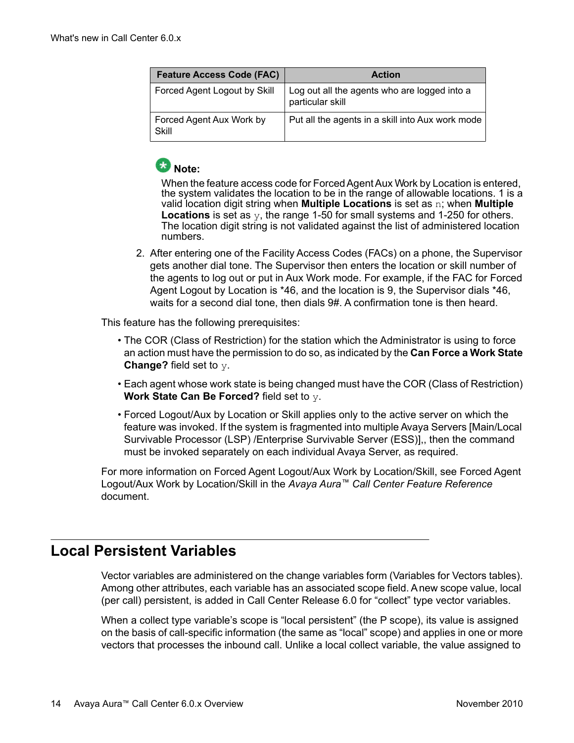| Feature Access Code (FAC) | Action |
| --- | --- |
| Forced Agent Logout by Skill | Log out all the agents who are logged into a particular skill |
| Forced Agent Aux Work by Skill | Put all the agents in a skill into Aux work mode |

**Note:**

When the feature access code for Forced Agent Aux Work by Location is entered, the system validates the location to be in the range of allowable locations. 1 is a valid location digit string when **Multiple Locations** is set as `n`; when **Multiple Locations** is set as `y`, the range 1-50 for small systems and 1-250 for others. The location digit string is not validated against the list of administered location numbers.

2. After entering one of the Facility Access Codes (FACs) on a phone, the Supervisor gets another dial tone. The Supervisor then enters the location or skill number of the agents to log out or put in Aux Work mode. For example, if the FAC for Forced Agent Logout by Location is *46, and the location is 9, the Supervisor dials *46, waits for a second dial tone, then dials 9#. A confirmation tone is then heard.

This feature has the following prerequisites:

- The COR (Class of Restriction) for the station which the Administrator is using to force an action must have the permission to do so, as indicated by the **Can Force a Work State Change?** field set to `y`.
- Each agent whose work state is being changed must have the COR (Class of Restriction) **Work State Can Be Forced?** field set to `y`.
- Forced Logout/Aux by Location or Skill applies only to the active server on which the feature was invoked. If the system is fragmented into multiple Avaya Servers [Main/Local Survivable Processor (LSP) /Enterprise Survivable Server (ESS)],, then the command must be invoked separately on each individual Avaya Server, as required.

For more information on Forced Agent Logout/Aux Work by Location/Skill, see Forced Agent Logout/Aux Work by Location/Skill in the *Avaya Aura™ Call Center Feature Reference* document.

## Local Persistent Variables

Vector variables are administered on the change variables form (Variables for Vectors tables). Among other attributes, each variable has an associated scope field. A new scope value, local (per call) persistent, is added in Call Center Release 6.0 for “collect” type vector variables.

When a collect type variable’s scope is “local persistent” (the P scope), its value is assigned on the basis of call-specific information (the same as “local” scope) and applies in one or more vectors that processes the inbound call. Unlike a local collect variable, the value assigned to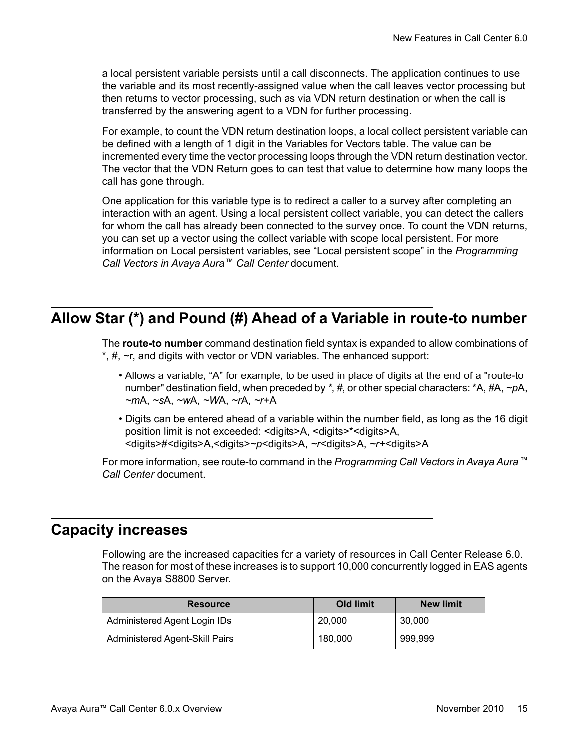a local persistent variable persists until a call disconnects. The application continues to use the variable and its most recently-assigned value when the call leaves vector processing but then returns to vector processing, such as via VDN return destination or when the call is transferred by the answering agent to a VDN for further processing.

For example, to count the VDN return destination loops, a local collect persistent variable can be defined with a length of 1 digit in the Variables for Vectors table. The value can be incremented every time the vector processing loops through the VDN return destination vector. The vector that the VDN Return goes to can test that value to determine how many loops the call has gone through.

One application for this variable type is to redirect a caller to a survey after completing an interaction with an agent. Using a local persistent collect variable, you can detect the callers for whom the call has already been connected to the survey once. To count the VDN returns, you can set up a vector using the collect variable with scope local persistent. For more information on Local persistent variables, see "Local persistent scope" in the *Programming Call Vectors in Avaya Aura™ Call Center* document.

## Allow Star (*) and Pound (#) Ahead of a Variable in route-to number

The **route-to number** command destination field syntax is expanded to allow combinations of *, #, ~r, and digits with vector or VDN variables. The enhanced support:

- Allows a variable, "A" for example, to be used in place of digits at the end of a "route-to number" destination field, when preceded by *, #, or other special characters: *A, #A, ~*p*A, ~*m*A, ~*s*A, ~*w*A, ~*W*A, ~*r*A, ~*r*+A
- Digits can be entered ahead of a variable within the number field, as long as the 16 digit position limit is not exceeded: <digits>A, <digits>*<digits>A, <digits>#<digits>A,<digits>~*p*<digits>A, ~*r*<digits>A, ~*r*+<digits>A

For more information, see route-to command in the *Programming Call Vectors in Avaya Aura™ Call Center* document.

## Capacity increases

Following are the increased capacities for a variety of resources in Call Center Release 6.0. The reason for most of these increases is to support 10,000 concurrently logged in EAS agents on the Avaya S8800 Server.

| Resource | Old limit | New limit |
| --- | --- | --- |
| Administered Agent Login IDs | 20,000 | 30,000 |
| Administered Agent-Skill Pairs | 180,000 | 999,999 |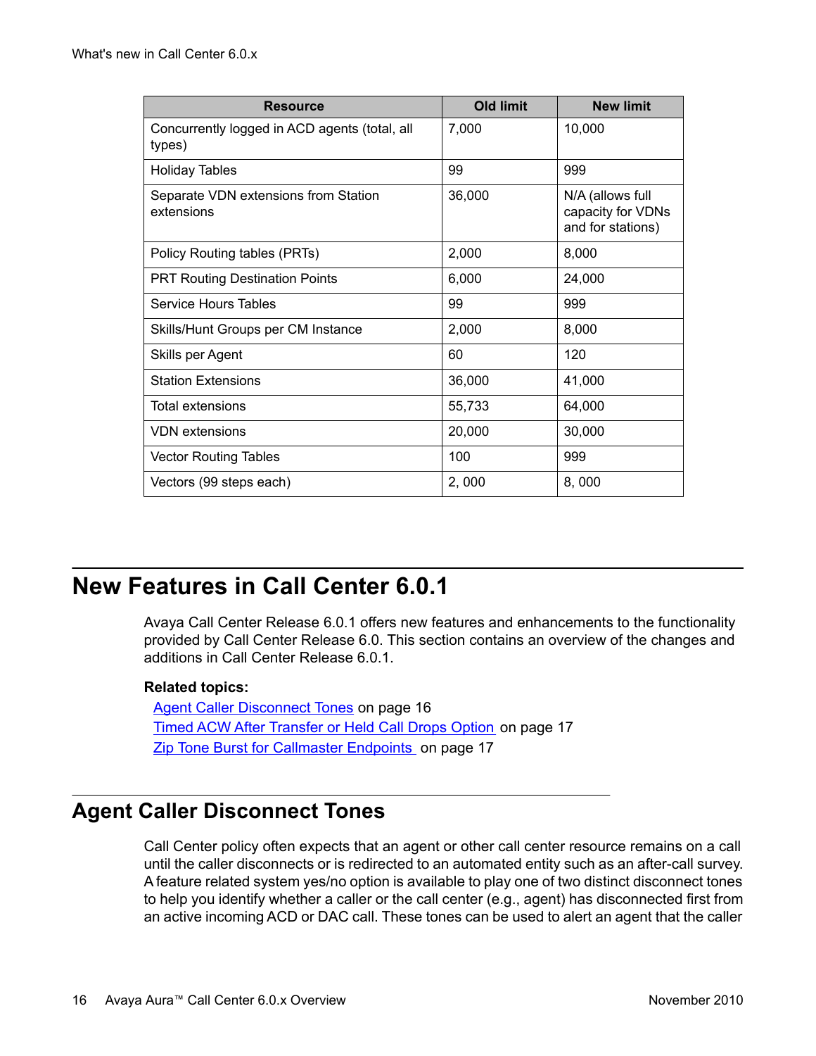| Resource | Old limit | New limit |
|---|---|---|
| Concurrently logged in ACD agents (total, all types) | 7,000 | 10,000 |
| Holiday Tables | 99 | 999 |
| Separate VDN extensions from Station extensions | 36,000 | N/A (allows full capacity for VDNs and for stations) |
| Policy Routing tables (PRTs) | 2,000 | 8,000 |
| PRT Routing Destination Points | 6,000 | 24,000 |
| Service Hours Tables | 99 | 999 |
| Skills/Hunt Groups per CM Instance | 2,000 | 8,000 |
| Skills per Agent | 60 | 120 |
| Station Extensions | 36,000 | 41,000 |
| Total extensions | 55,733 | 64,000 |
| VDN extensions | 20,000 | 30,000 |
| Vector Routing Tables | 100 | 999 |
| Vectors (99 steps each) | 2, 000 | 8, 000 |

# New Features in Call Center 6.0.1

Avaya Call Center Release 6.0.1 offers new features and enhancements to the functionality provided by Call Center Release 6.0. This section contains an overview of the changes and additions in Call Center Release 6.0.1.

**Related topics:**

Agent Caller Disconnect Tones on page 16
Timed ACW After Transfer or Held Call Drops Option on page 17
Zip Tone Burst for Callmaster Endpoints on page 17

## Agent Caller Disconnect Tones

Call Center policy often expects that an agent or other call center resource remains on a call until the caller disconnects or is redirected to an automated entity such as an after-call survey. A feature related system yes/no option is available to play one of two distinct disconnect tones to help you identify whether a caller or the call center (e.g., agent) has disconnected first from an active incoming ACD or DAC call. These tones can be used to alert an agent that the caller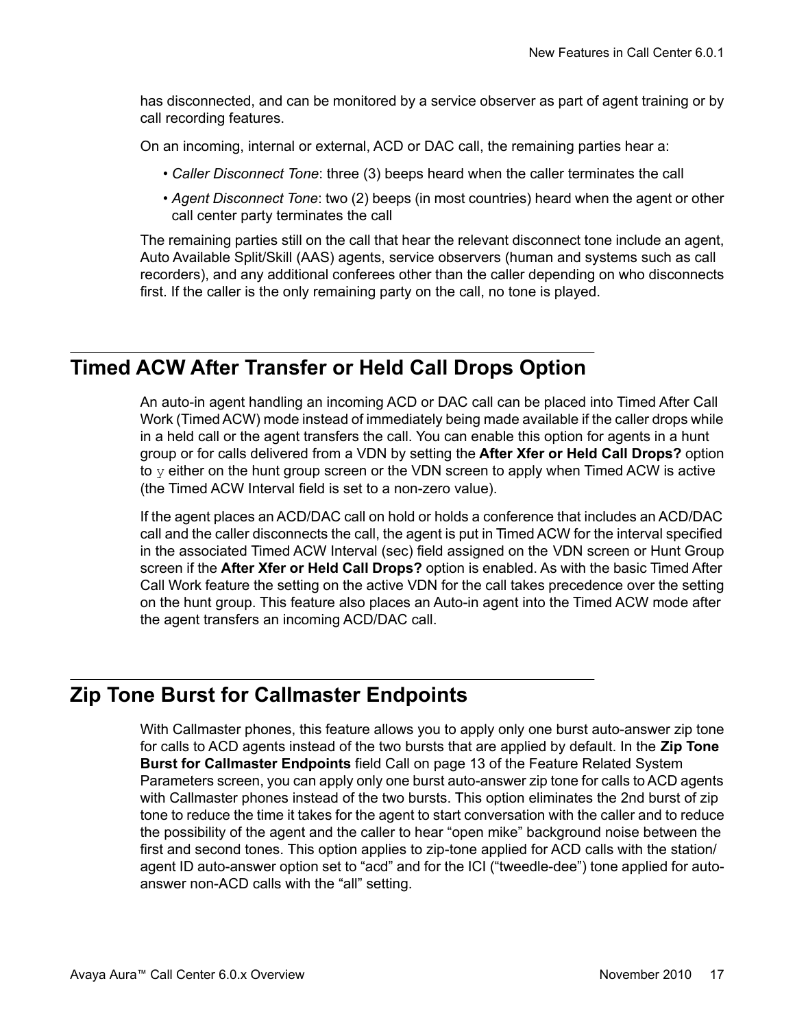has disconnected, and can be monitored by a service observer as part of agent training or by call recording features.

On an incoming, internal or external, ACD or DAC call, the remaining parties hear a:

- *Caller Disconnect Tone*: three (3) beeps heard when the caller terminates the call
- *Agent Disconnect Tone*: two (2) beeps (in most countries) heard when the agent or other call center party terminates the call

The remaining parties still on the call that hear the relevant disconnect tone include an agent, Auto Available Split/Skill (AAS) agents, service observers (human and systems such as call recorders), and any additional conferees other than the caller depending on who disconnects first. If the caller is the only remaining party on the call, no tone is played.

## Timed ACW After Transfer or Held Call Drops Option

An auto-in agent handling an incoming ACD or DAC call can be placed into Timed After Call Work (Timed ACW) mode instead of immediately being made available if the caller drops while in a held call or the agent transfers the call. You can enable this option for agents in a hunt group or for calls delivered from a VDN by setting the **After Xfer or Held Call Drops?** option to `y` either on the hunt group screen or the VDN screen to apply when Timed ACW is active (the Timed ACW Interval field is set to a non-zero value).

If the agent places an ACD/DAC call on hold or holds a conference that includes an ACD/DAC call and the caller disconnects the call, the agent is put in Timed ACW for the interval specified in the associated Timed ACW Interval (sec) field assigned on the VDN screen or Hunt Group screen if the **After Xfer or Held Call Drops?** option is enabled. As with the basic Timed After Call Work feature the setting on the active VDN for the call takes precedence over the setting on the hunt group. This feature also places an Auto-in agent into the Timed ACW mode after the agent transfers an incoming ACD/DAC call.

## Zip Tone Burst for Callmaster Endpoints

With Callmaster phones, this feature allows you to apply only one burst auto-answer zip tone for calls to ACD agents instead of the two bursts that are applied by default. In the **Zip Tone Burst for Callmaster Endpoints** field Call on page 13 of the Feature Related System Parameters screen, you can apply only one burst auto-answer zip tone for calls to ACD agents with Callmaster phones instead of the two bursts. This option eliminates the 2nd burst of zip tone to reduce the time it takes for the agent to start conversation with the caller and to reduce the possibility of the agent and the caller to hear “open mike” background noise between the first and second tones. This option applies to zip-tone applied for ACD calls with the station/agent ID auto-answer option set to “acd” and for the ICI (“tweedle-dee”) tone applied for auto-answer non-ACD calls with the “all” setting.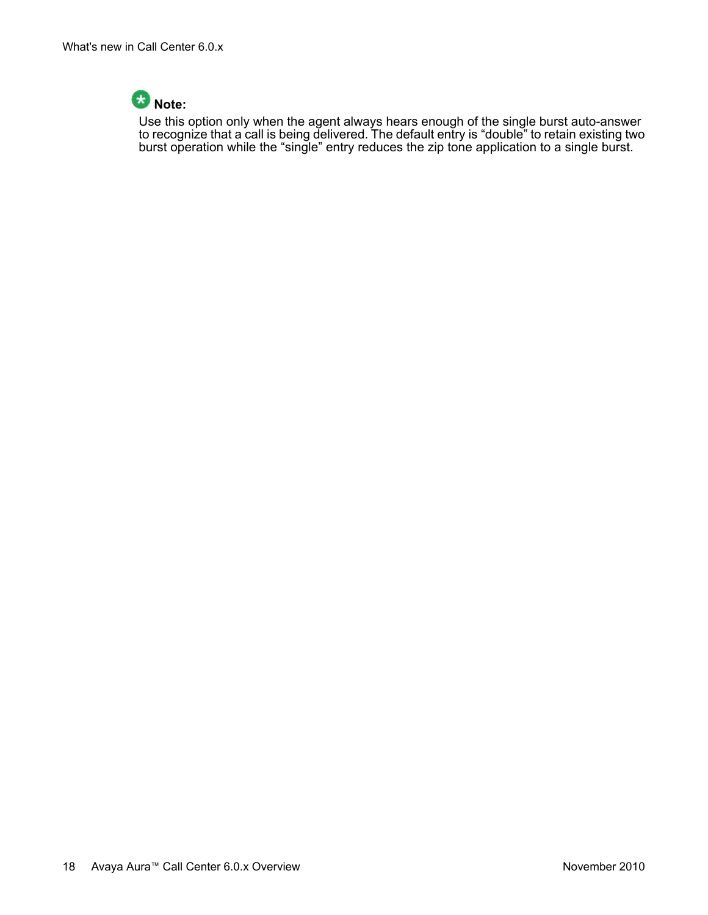**Note:**

Use this option only when the agent always hears enough of the single burst auto-answer to recognize that a call is being delivered. The default entry is “double” to retain existing two burst operation while the “single” entry reduces the zip tone application to a single burst.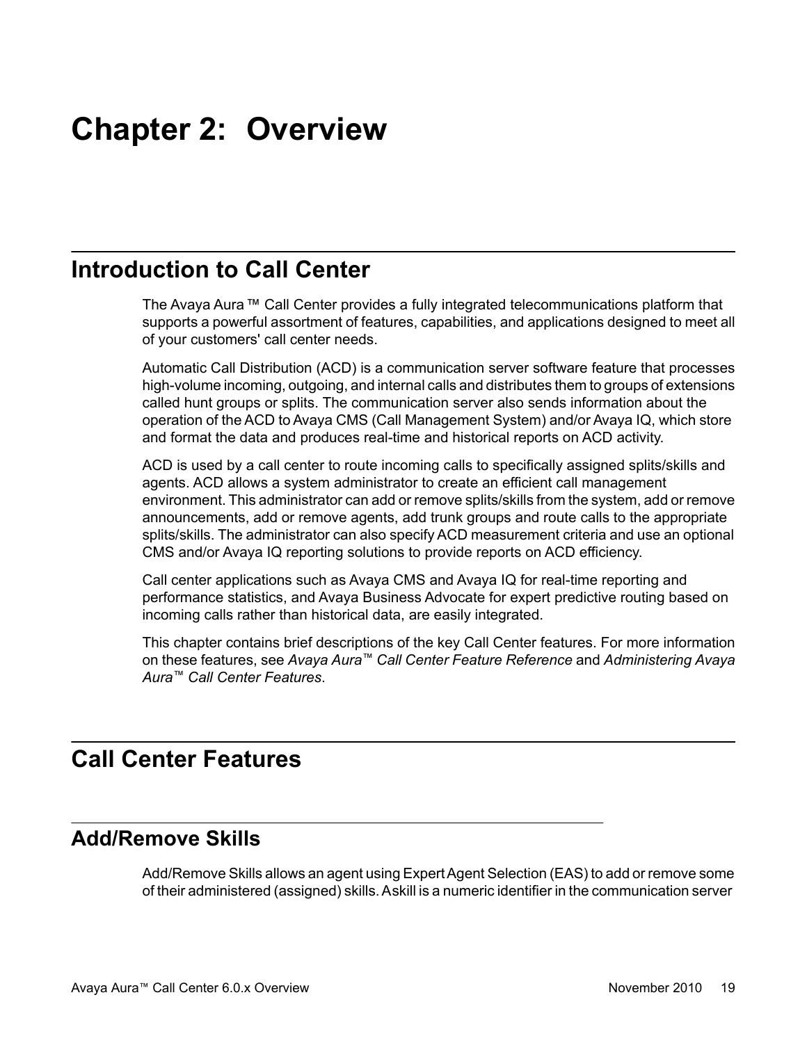# Chapter 2: Overview

## Introduction to Call Center

The Avaya Aura ™ Call Center provides a fully integrated telecommunications platform that supports a powerful assortment of features, capabilities, and applications designed to meet all of your customers' call center needs.

Automatic Call Distribution (ACD) is a communication server software feature that processes high-volume incoming, outgoing, and internal calls and distributes them to groups of extensions called hunt groups or splits. The communication server also sends information about the operation of the ACD to Avaya CMS (Call Management System) and/or Avaya IQ, which store and format the data and produces real-time and historical reports on ACD activity.

ACD is used by a call center to route incoming calls to specifically assigned splits/skills and agents. ACD allows a system administrator to create an efficient call management environment. This administrator can add or remove splits/skills from the system, add or remove announcements, add or remove agents, add trunk groups and route calls to the appropriate splits/skills. The administrator can also specify ACD measurement criteria and use an optional CMS and/or Avaya IQ reporting solutions to provide reports on ACD efficiency.

Call center applications such as Avaya CMS and Avaya IQ for real-time reporting and performance statistics, and Avaya Business Advocate for expert predictive routing based on incoming calls rather than historical data, are easily integrated.

This chapter contains brief descriptions of the key Call Center features. For more information on these features, see *Avaya Aura™ Call Center Feature Reference* and *Administering Avaya Aura™ Call Center Features*.

## Call Center Features

### Add/Remove Skills

Add/Remove Skills allows an agent using Expert Agent Selection (EAS) to add or remove some of their administered (assigned) skills. A skill is a numeric identifier in the communication server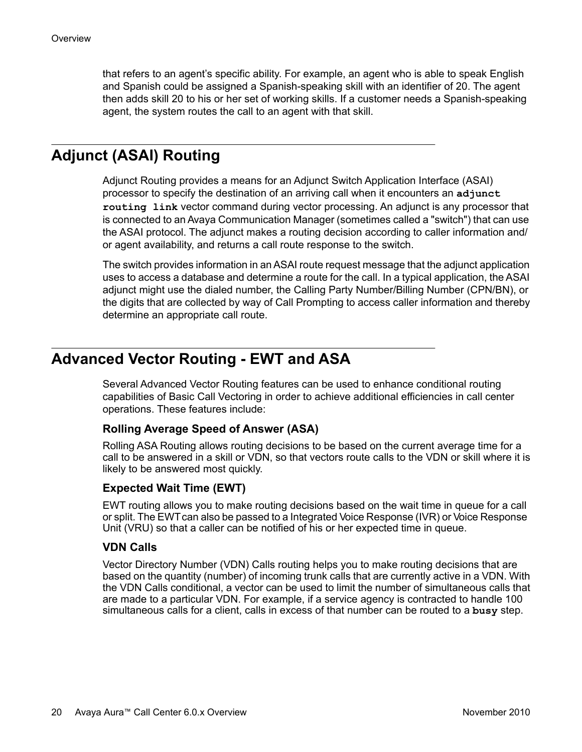that refers to an agent's specific ability. For example, an agent who is able to speak English and Spanish could be assigned a Spanish-speaking skill with an identifier of 20. The agent then adds skill 20 to his or her set of working skills. If a customer needs a Spanish-speaking agent, the system routes the call to an agent with that skill.

## Adjunct (ASAI) Routing

Adjunct Routing provides a means for an Adjunct Switch Application Interface (ASAI) processor to specify the destination of an arriving call when it encounters an **`adjunct routing link`** vector command during vector processing. An adjunct is any processor that is connected to an Avaya Communication Manager (sometimes called a "switch") that can use the ASAI protocol. The adjunct makes a routing decision according to caller information and/ or agent availability, and returns a call route response to the switch.

The switch provides information in an ASAI route request message that the adjunct application uses to access a database and determine a route for the call. In a typical application, the ASAI adjunct might use the dialed number, the Calling Party Number/Billing Number (CPN/BN), or the digits that are collected by way of Call Prompting to access caller information and thereby determine an appropriate call route.

## Advanced Vector Routing - EWT and ASA

Several Advanced Vector Routing features can be used to enhance conditional routing capabilities of Basic Call Vectoring in order to achieve additional efficiencies in call center operations. These features include:

### Rolling Average Speed of Answer (ASA)

Rolling ASA Routing allows routing decisions to be based on the current average time for a call to be answered in a skill or VDN, so that vectors route calls to the VDN or skill where it is likely to be answered most quickly.

### Expected Wait Time (EWT)

EWT routing allows you to make routing decisions based on the wait time in queue for a call or split. The EWT can also be passed to a Integrated Voice Response (IVR) or Voice Response Unit (VRU) so that a caller can be notified of his or her expected time in queue.

### VDN Calls

Vector Directory Number (VDN) Calls routing helps you to make routing decisions that are based on the quantity (number) of incoming trunk calls that are currently active in a VDN. With the VDN Calls conditional, a vector can be used to limit the number of simultaneous calls that are made to a particular VDN. For example, if a service agency is contracted to handle 100 simultaneous calls for a client, calls in excess of that number can be routed to a **`busy`** step.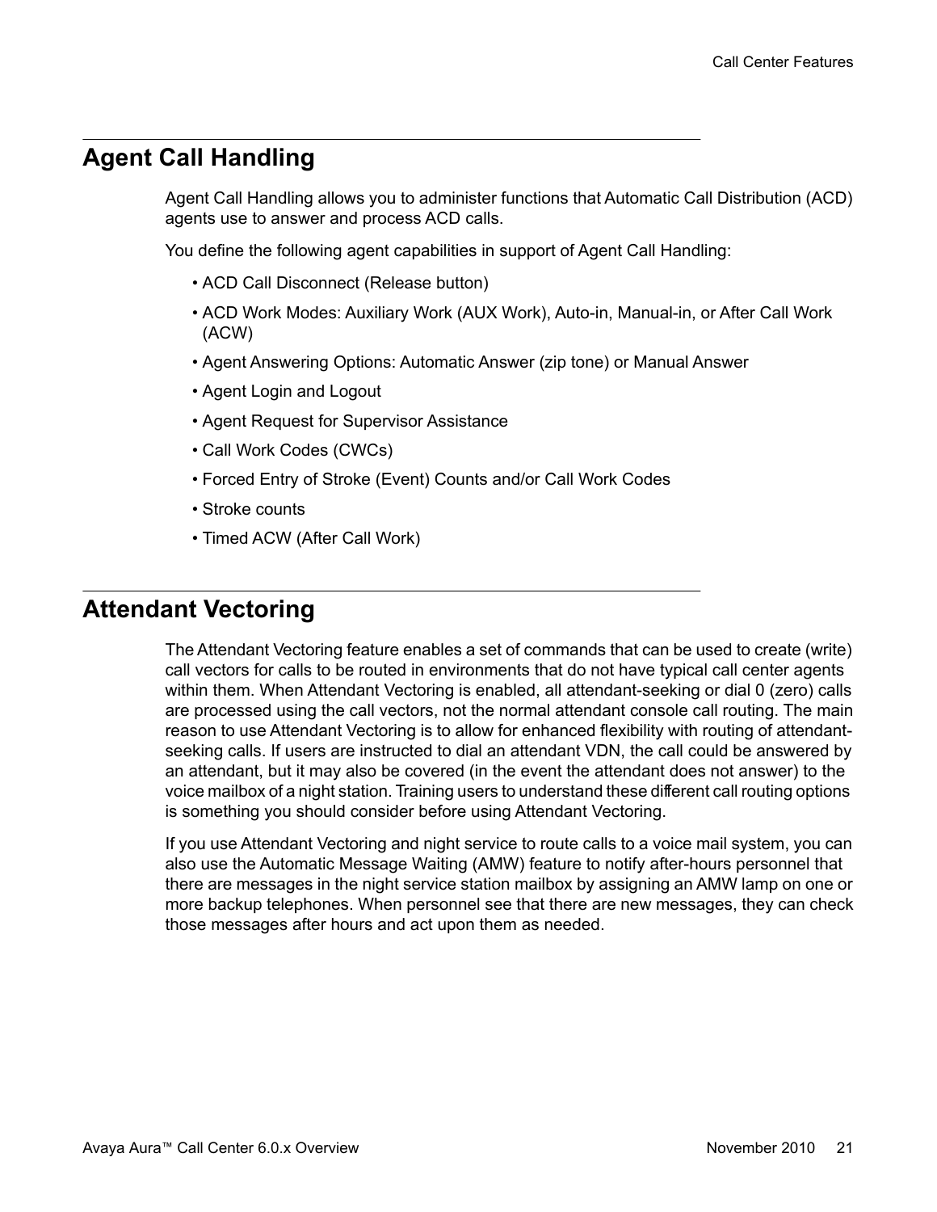## Agent Call Handling

Agent Call Handling allows you to administer functions that Automatic Call Distribution (ACD) agents use to answer and process ACD calls.

You define the following agent capabilities in support of Agent Call Handling:

- ACD Call Disconnect (Release button)
- ACD Work Modes: Auxiliary Work (AUX Work), Auto-in, Manual-in, or After Call Work (ACW)
- Agent Answering Options: Automatic Answer (zip tone) or Manual Answer
- Agent Login and Logout
- Agent Request for Supervisor Assistance
- Call Work Codes (CWCs)
- Forced Entry of Stroke (Event) Counts and/or Call Work Codes
- Stroke counts
- Timed ACW (After Call Work)

## Attendant Vectoring

The Attendant Vectoring feature enables a set of commands that can be used to create (write) call vectors for calls to be routed in environments that do not have typical call center agents within them. When Attendant Vectoring is enabled, all attendant-seeking or dial 0 (zero) calls are processed using the call vectors, not the normal attendant console call routing. The main reason to use Attendant Vectoring is to allow for enhanced flexibility with routing of attendant-seeking calls. If users are instructed to dial an attendant VDN, the call could be answered by an attendant, but it may also be covered (in the event the attendant does not answer) to the voice mailbox of a night station. Training users to understand these different call routing options is something you should consider before using Attendant Vectoring.

If you use Attendant Vectoring and night service to route calls to a voice mail system, you can also use the Automatic Message Waiting (AMW) feature to notify after-hours personnel that there are messages in the night service station mailbox by assigning an AMW lamp on one or more backup telephones. When personnel see that there are new messages, they can check those messages after hours and act upon them as needed.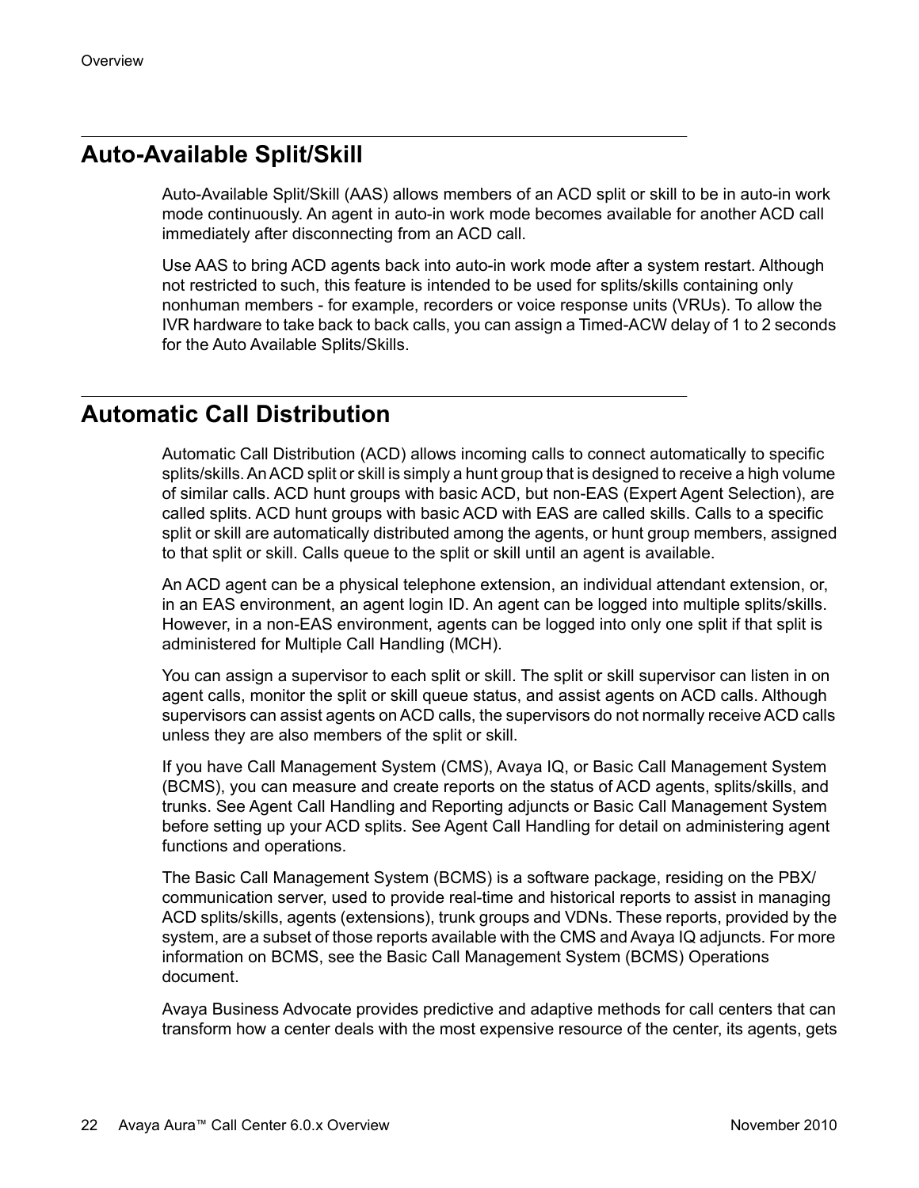## Auto-Available Split/Skill

Auto-Available Split/Skill (AAS) allows members of an ACD split or skill to be in auto-in work mode continuously. An agent in auto-in work mode becomes available for another ACD call immediately after disconnecting from an ACD call.

Use AAS to bring ACD agents back into auto-in work mode after a system restart. Although not restricted to such, this feature is intended to be used for splits/skills containing only nonhuman members - for example, recorders or voice response units (VRUs). To allow the IVR hardware to take back to back calls, you can assign a Timed-ACW delay of 1 to 2 seconds for the Auto Available Splits/Skills.

## Automatic Call Distribution

Automatic Call Distribution (ACD) allows incoming calls to connect automatically to specific splits/skills. An ACD split or skill is simply a hunt group that is designed to receive a high volume of similar calls. ACD hunt groups with basic ACD, but non-EAS (Expert Agent Selection), are called splits. ACD hunt groups with basic ACD with EAS are called skills. Calls to a specific split or skill are automatically distributed among the agents, or hunt group members, assigned to that split or skill. Calls queue to the split or skill until an agent is available.

An ACD agent can be a physical telephone extension, an individual attendant extension, or, in an EAS environment, an agent login ID. An agent can be logged into multiple splits/skills. However, in a non-EAS environment, agents can be logged into only one split if that split is administered for Multiple Call Handling (MCH).

You can assign a supervisor to each split or skill. The split or skill supervisor can listen in on agent calls, monitor the split or skill queue status, and assist agents on ACD calls. Although supervisors can assist agents on ACD calls, the supervisors do not normally receive ACD calls unless they are also members of the split or skill.

If you have Call Management System (CMS), Avaya IQ, or Basic Call Management System (BCMS), you can measure and create reports on the status of ACD agents, splits/skills, and trunks. See Agent Call Handling and Reporting adjuncts or Basic Call Management System before setting up your ACD splits. See Agent Call Handling for detail on administering agent functions and operations.

The Basic Call Management System (BCMS) is a software package, residing on the PBX/ communication server, used to provide real-time and historical reports to assist in managing ACD splits/skills, agents (extensions), trunk groups and VDNs. These reports, provided by the system, are a subset of those reports available with the CMS and Avaya IQ adjuncts. For more information on BCMS, see the Basic Call Management System (BCMS) Operations document.

Avaya Business Advocate provides predictive and adaptive methods for call centers that can transform how a center deals with the most expensive resource of the center, its agents, gets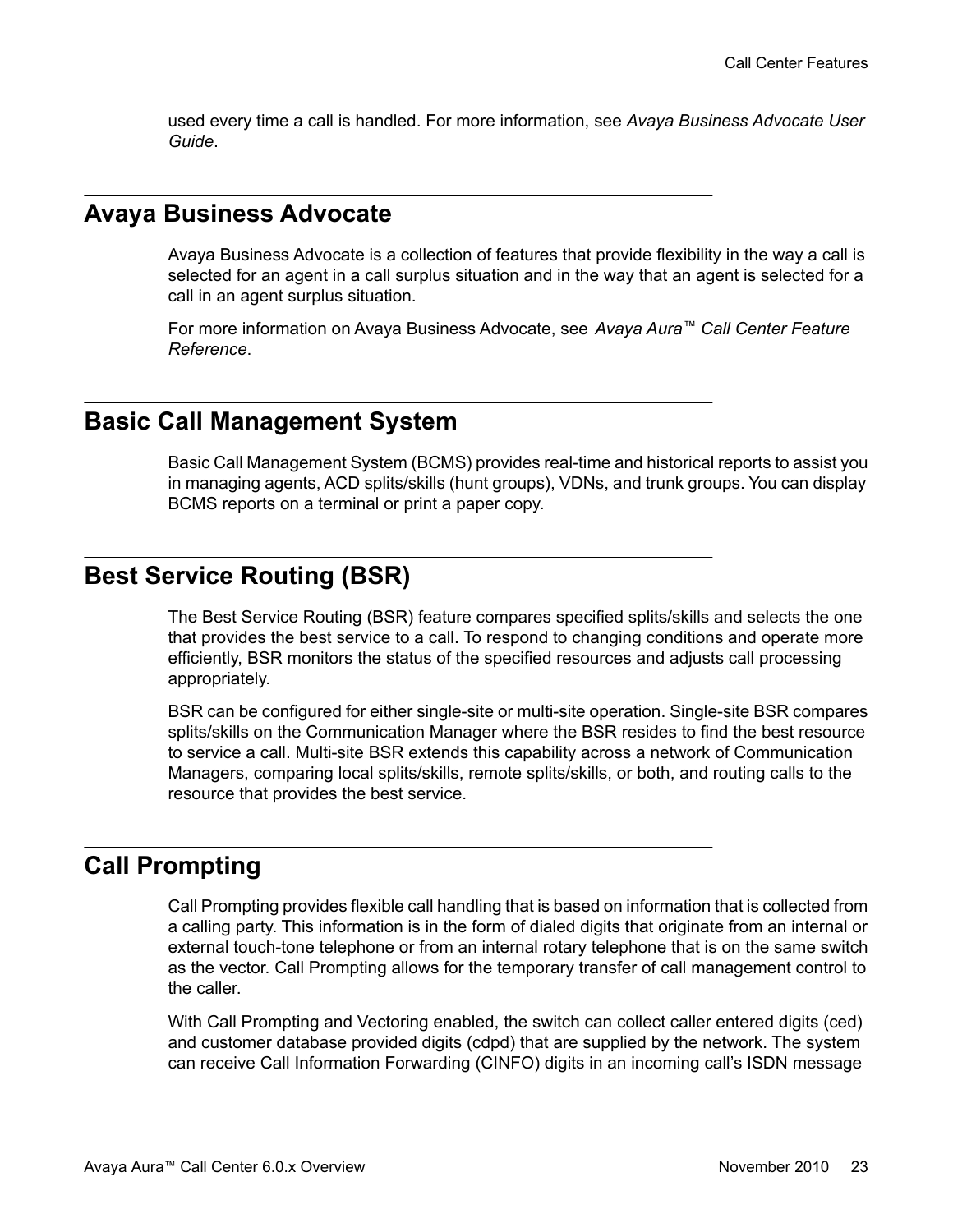used every time a call is handled. For more information, see *Avaya Business Advocate User Guide*.

## Avaya Business Advocate

Avaya Business Advocate is a collection of features that provide flexibility in the way a call is selected for an agent in a call surplus situation and in the way that an agent is selected for a call in an agent surplus situation.

For more information on Avaya Business Advocate, see *Avaya Aura™ Call Center Feature Reference*.

## Basic Call Management System

Basic Call Management System (BCMS) provides real-time and historical reports to assist you in managing agents, ACD splits/skills (hunt groups), VDNs, and trunk groups. You can display BCMS reports on a terminal or print a paper copy.

## Best Service Routing (BSR)

The Best Service Routing (BSR) feature compares specified splits/skills and selects the one that provides the best service to a call. To respond to changing conditions and operate more efficiently, BSR monitors the status of the specified resources and adjusts call processing appropriately.

BSR can be configured for either single-site or multi-site operation. Single-site BSR compares splits/skills on the Communication Manager where the BSR resides to find the best resource to service a call. Multi-site BSR extends this capability across a network of Communication Managers, comparing local splits/skills, remote splits/skills, or both, and routing calls to the resource that provides the best service.

## Call Prompting

Call Prompting provides flexible call handling that is based on information that is collected from a calling party. This information is in the form of dialed digits that originate from an internal or external touch-tone telephone or from an internal rotary telephone that is on the same switch as the vector. Call Prompting allows for the temporary transfer of call management control to the caller.

With Call Prompting and Vectoring enabled, the switch can collect caller entered digits (ced) and customer database provided digits (cdpd) that are supplied by the network. The system can receive Call Information Forwarding (CINFO) digits in an incoming call's ISDN message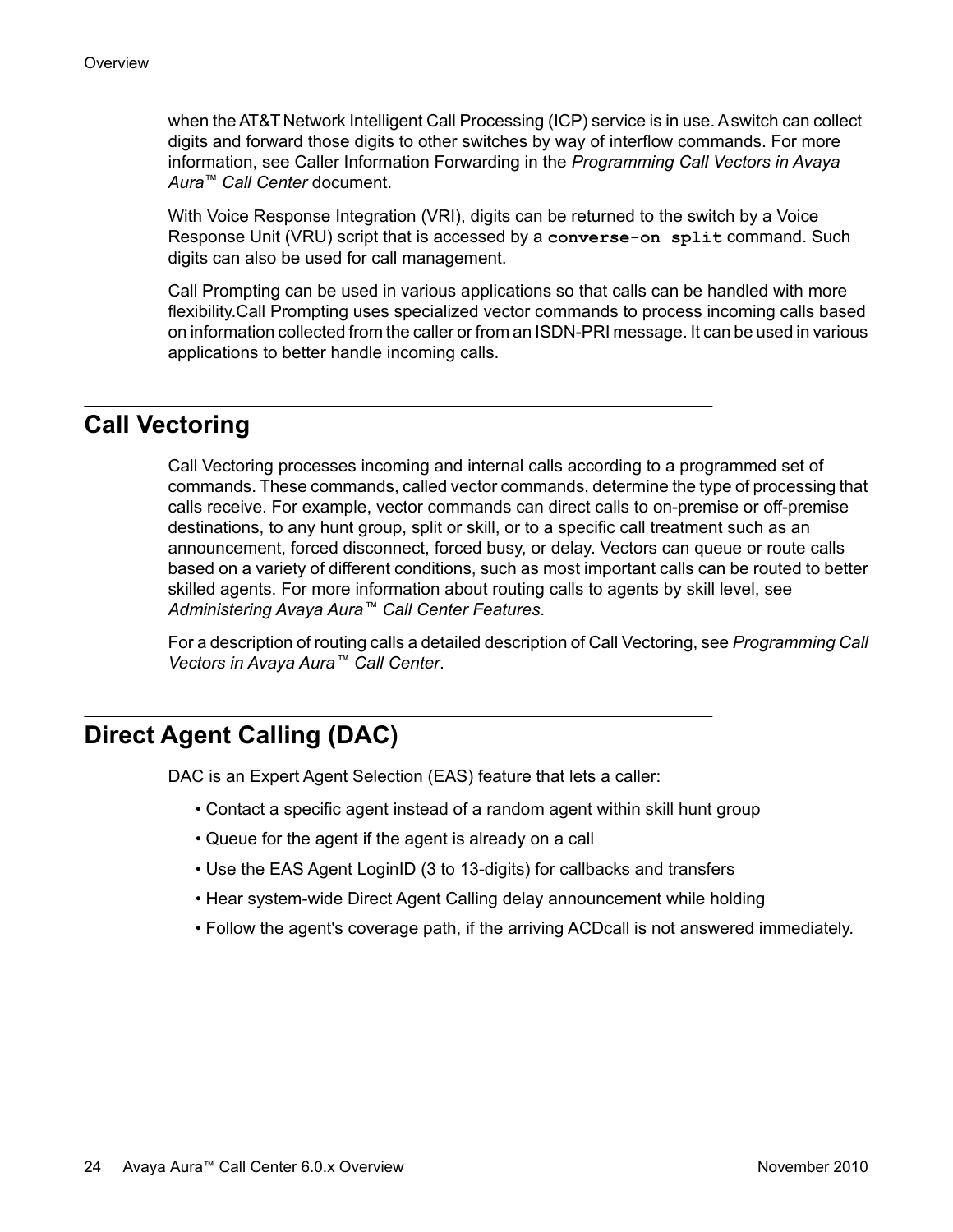when the AT&T Network Intelligent Call Processing (ICP) service is in use. A switch can collect digits and forward those digits to other switches by way of interflow commands. For more information, see Caller Information Forwarding in the *Programming Call Vectors in Avaya Aura™ Call Center* document.

With Voice Response Integration (VRI), digits can be returned to the switch by a Voice Response Unit (VRU) script that is accessed by a **`converse-on split`** command. Such digits can also be used for call management.

Call Prompting can be used in various applications so that calls can be handled with more flexibility.Call Prompting uses specialized vector commands to process incoming calls based on information collected from the caller or from an ISDN-PRI message. It can be used in various applications to better handle incoming calls.

## Call Vectoring

Call Vectoring processes incoming and internal calls according to a programmed set of commands. These commands, called vector commands, determine the type of processing that calls receive. For example, vector commands can direct calls to on-premise or off-premise destinations, to any hunt group, split or skill, or to a specific call treatment such as an announcement, forced disconnect, forced busy, or delay. Vectors can queue or route calls based on a variety of different conditions, such as most important calls can be routed to better skilled agents. For more information about routing calls to agents by skill level, see *Administering Avaya Aura™ Call Center Features*.

For a description of routing calls a detailed description of Call Vectoring, see *Programming Call Vectors in Avaya Aura™ Call Center*.

## Direct Agent Calling (DAC)

DAC is an Expert Agent Selection (EAS) feature that lets a caller:

- Contact a specific agent instead of a random agent within skill hunt group
- Queue for the agent if the agent is already on a call
- Use the EAS Agent LoginID (3 to 13-digits) for callbacks and transfers
- Hear system-wide Direct Agent Calling delay announcement while holding
- Follow the agent's coverage path, if the arriving ACDcall is not answered immediately.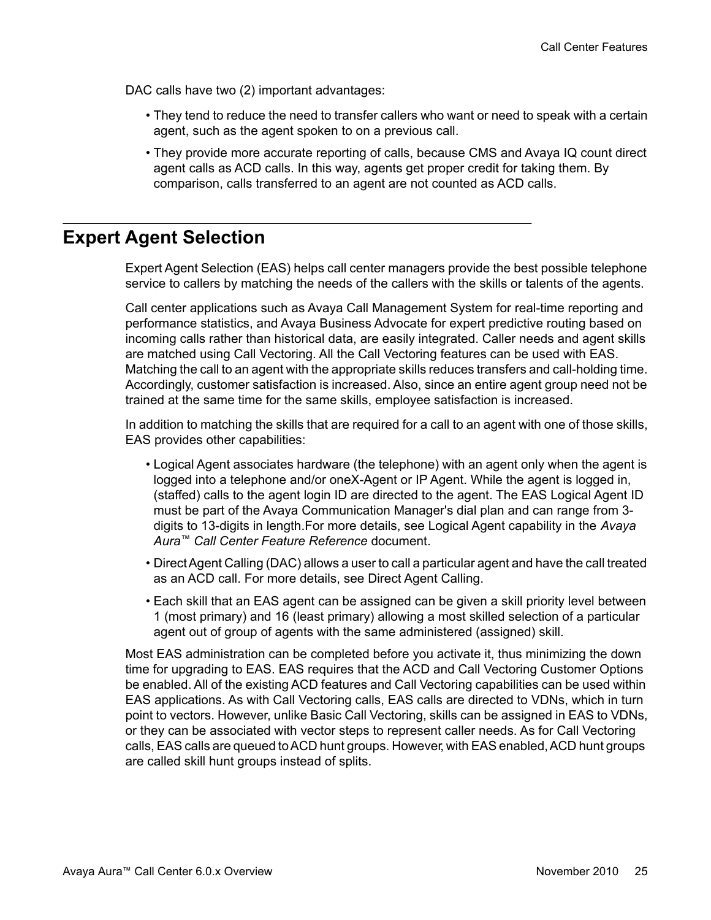DAC calls have two (2) important advantages:

- They tend to reduce the need to transfer callers who want or need to speak with a certain agent, such as the agent spoken to on a previous call.
- They provide more accurate reporting of calls, because CMS and Avaya IQ count direct agent calls as ACD calls. In this way, agents get proper credit for taking them. By comparison, calls transferred to an agent are not counted as ACD calls.

## Expert Agent Selection

Expert Agent Selection (EAS) helps call center managers provide the best possible telephone service to callers by matching the needs of the callers with the skills or talents of the agents.

Call center applications such as Avaya Call Management System for real-time reporting and performance statistics, and Avaya Business Advocate for expert predictive routing based on incoming calls rather than historical data, are easily integrated. Caller needs and agent skills are matched using Call Vectoring. All the Call Vectoring features can be used with EAS. Matching the call to an agent with the appropriate skills reduces transfers and call-holding time. Accordingly, customer satisfaction is increased. Also, since an entire agent group need not be trained at the same time for the same skills, employee satisfaction is increased.

In addition to matching the skills that are required for a call to an agent with one of those skills, EAS provides other capabilities:

- Logical Agent associates hardware (the telephone) with an agent only when the agent is logged into a telephone and/or oneX-Agent or IP Agent. While the agent is logged in, (staffed) calls to the agent login ID are directed to the agent. The EAS Logical Agent ID must be part of the Avaya Communication Manager's dial plan and can range from 3-digits to 13-digits in length.For more details, see Logical Agent capability in the *Avaya Aura™ Call Center Feature Reference* document.
- Direct Agent Calling (DAC) allows a user to call a particular agent and have the call treated as an ACD call. For more details, see Direct Agent Calling.
- Each skill that an EAS agent can be assigned can be given a skill priority level between 1 (most primary) and 16 (least primary) allowing a most skilled selection of a particular agent out of group of agents with the same administered (assigned) skill.

Most EAS administration can be completed before you activate it, thus minimizing the down time for upgrading to EAS. EAS requires that the ACD and Call Vectoring Customer Options be enabled. All of the existing ACD features and Call Vectoring capabilities can be used within EAS applications. As with Call Vectoring calls, EAS calls are directed to VDNs, which in turn point to vectors. However, unlike Basic Call Vectoring, skills can be assigned in EAS to VDNs, or they can be associated with vector steps to represent caller needs. As for Call Vectoring calls, EAS calls are queued to ACD hunt groups. However, with EAS enabled, ACD hunt groups are called skill hunt groups instead of splits.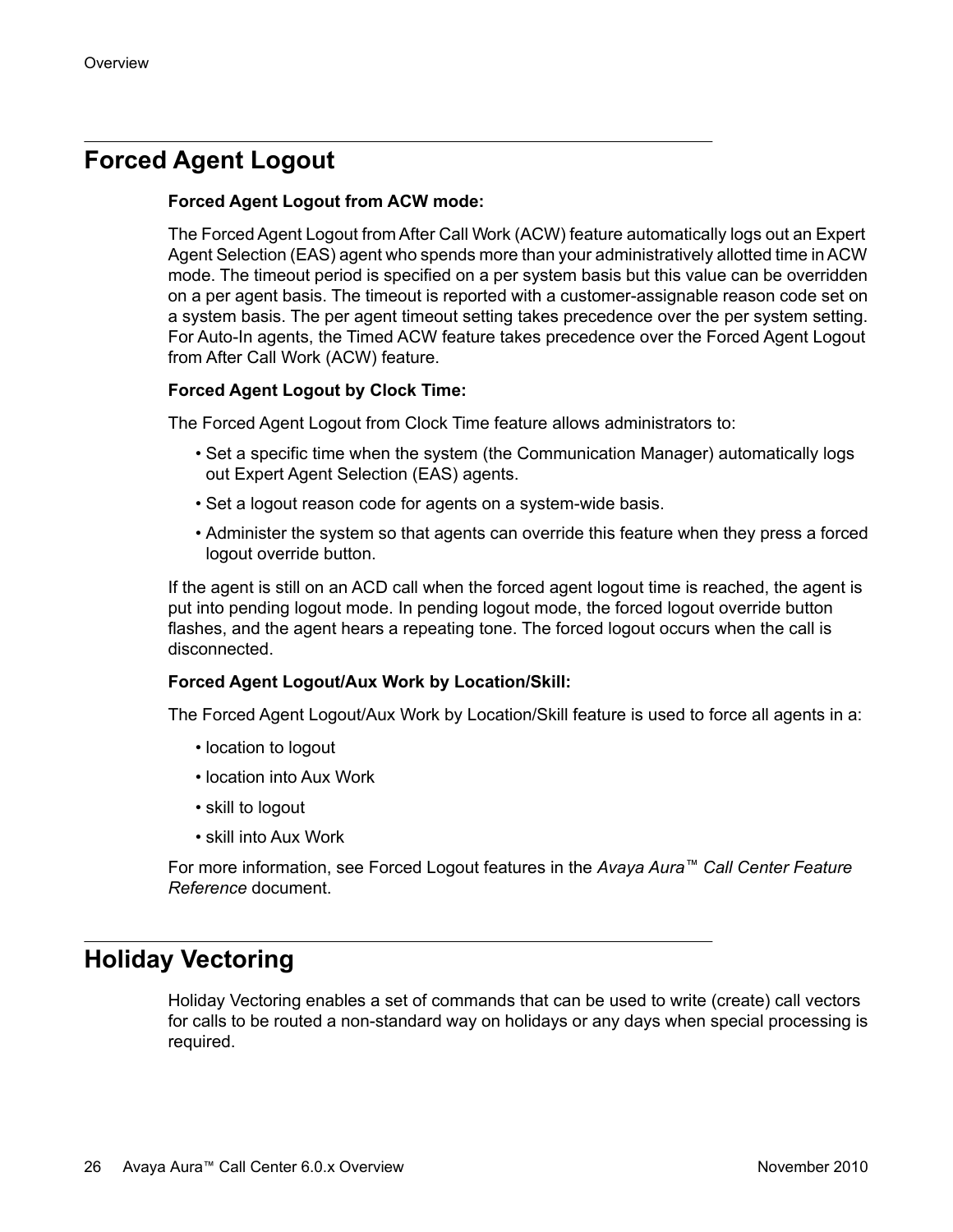## Forced Agent Logout

**Forced Agent Logout from ACW mode:**

The Forced Agent Logout from After Call Work (ACW) feature automatically logs out an Expert Agent Selection (EAS) agent who spends more than your administratively allotted time in ACW mode. The timeout period is specified on a per system basis but this value can be overridden on a per agent basis. The timeout is reported with a customer-assignable reason code set on a system basis. The per agent timeout setting takes precedence over the per system setting. For Auto-In agents, the Timed ACW feature takes precedence over the Forced Agent Logout from After Call Work (ACW) feature.

**Forced Agent Logout by Clock Time:**

The Forced Agent Logout from Clock Time feature allows administrators to:

- Set a specific time when the system (the Communication Manager) automatically logs out Expert Agent Selection (EAS) agents.
- Set a logout reason code for agents on a system-wide basis.
- Administer the system so that agents can override this feature when they press a forced logout override button.

If the agent is still on an ACD call when the forced agent logout time is reached, the agent is put into pending logout mode. In pending logout mode, the forced logout override button flashes, and the agent hears a repeating tone. The forced logout occurs when the call is disconnected.

**Forced Agent Logout/Aux Work by Location/Skill:**

The Forced Agent Logout/Aux Work by Location/Skill feature is used to force all agents in a:

- location to logout
- location into Aux Work
- skill to logout
- skill into Aux Work

For more information, see Forced Logout features in the *Avaya Aura™ Call Center Feature Reference* document.

## Holiday Vectoring

Holiday Vectoring enables a set of commands that can be used to write (create) call vectors for calls to be routed a non-standard way on holidays or any days when special processing is required.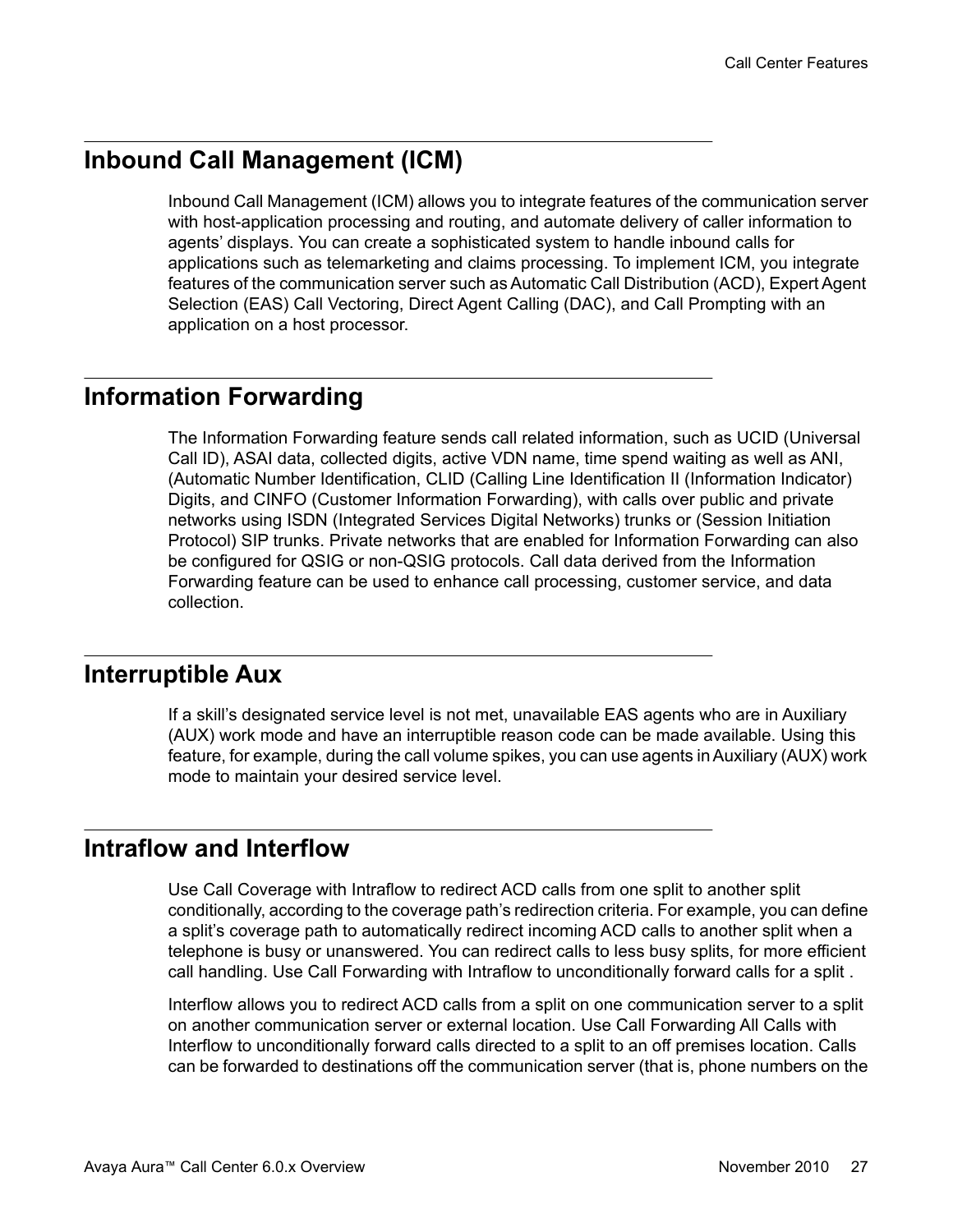## Inbound Call Management (ICM)

Inbound Call Management (ICM) allows you to integrate features of the communication server with host-application processing and routing, and automate delivery of caller information to agents' displays. You can create a sophisticated system to handle inbound calls for applications such as telemarketing and claims processing. To implement ICM, you integrate features of the communication server such as Automatic Call Distribution (ACD), Expert Agent Selection (EAS) Call Vectoring, Direct Agent Calling (DAC), and Call Prompting with an application on a host processor.

## Information Forwarding

The Information Forwarding feature sends call related information, such as UCID (Universal Call ID), ASAI data, collected digits, active VDN name, time spend waiting as well as ANI, (Automatic Number Identification, CLID (Calling Line Identification II (Information Indicator) Digits, and CINFO (Customer Information Forwarding), with calls over public and private networks using ISDN (Integrated Services Digital Networks) trunks or (Session Initiation Protocol) SIP trunks. Private networks that are enabled for Information Forwarding can also be configured for QSIG or non-QSIG protocols. Call data derived from the Information Forwarding feature can be used to enhance call processing, customer service, and data collection.

## Interruptible Aux

If a skill's designated service level is not met, unavailable EAS agents who are in Auxiliary (AUX) work mode and have an interruptible reason code can be made available. Using this feature, for example, during the call volume spikes, you can use agents in Auxiliary (AUX) work mode to maintain your desired service level.

## Intraflow and Interflow

Use Call Coverage with Intraflow to redirect ACD calls from one split to another split conditionally, according to the coverage path's redirection criteria. For example, you can define a split's coverage path to automatically redirect incoming ACD calls to another split when a telephone is busy or unanswered. You can redirect calls to less busy splits, for more efficient call handling. Use Call Forwarding with Intraflow to unconditionally forward calls for a split .

Interflow allows you to redirect ACD calls from a split on one communication server to a split on another communication server or external location. Use Call Forwarding All Calls with Interflow to unconditionally forward calls directed to a split to an off premises location. Calls can be forwarded to destinations off the communication server (that is, phone numbers on the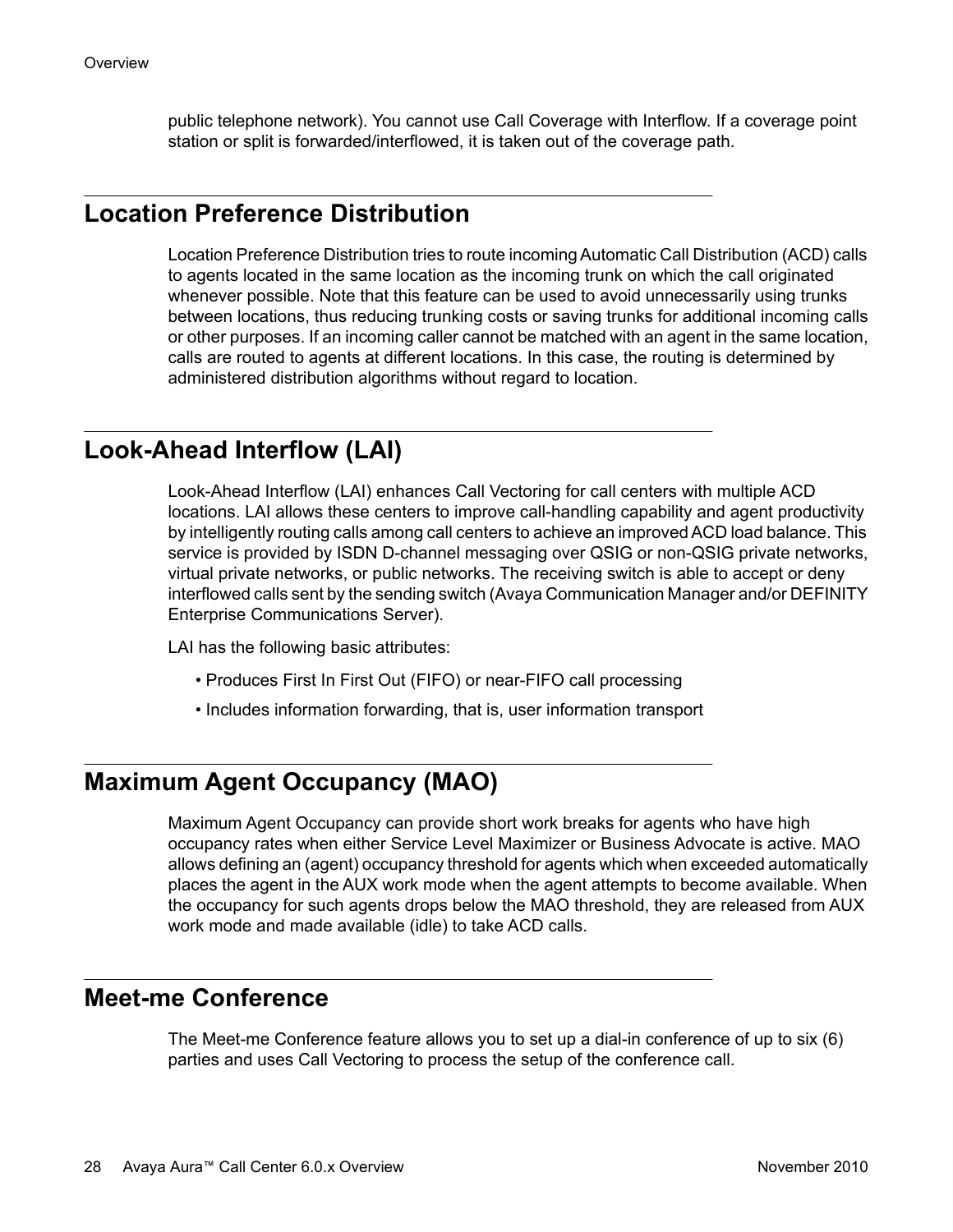public telephone network). You cannot use Call Coverage with Interflow. If a coverage point station or split is forwarded/interflowed, it is taken out of the coverage path.

## Location Preference Distribution

Location Preference Distribution tries to route incoming Automatic Call Distribution (ACD) calls to agents located in the same location as the incoming trunk on which the call originated whenever possible. Note that this feature can be used to avoid unnecessarily using trunks between locations, thus reducing trunking costs or saving trunks for additional incoming calls or other purposes. If an incoming caller cannot be matched with an agent in the same location, calls are routed to agents at different locations. In this case, the routing is determined by administered distribution algorithms without regard to location.

## Look-Ahead Interflow (LAI)

Look-Ahead Interflow (LAI) enhances Call Vectoring for call centers with multiple ACD locations. LAI allows these centers to improve call-handling capability and agent productivity by intelligently routing calls among call centers to achieve an improved ACD load balance. This service is provided by ISDN D-channel messaging over QSIG or non-QSIG private networks, virtual private networks, or public networks. The receiving switch is able to accept or deny interflowed calls sent by the sending switch (Avaya Communication Manager and/or DEFINITY Enterprise Communications Server).

LAI has the following basic attributes:

- Produces First In First Out (FIFO) or near-FIFO call processing
- Includes information forwarding, that is, user information transport

## Maximum Agent Occupancy (MAO)

Maximum Agent Occupancy can provide short work breaks for agents who have high occupancy rates when either Service Level Maximizer or Business Advocate is active. MAO allows defining an (agent) occupancy threshold for agents which when exceeded automatically places the agent in the AUX work mode when the agent attempts to become available. When the occupancy for such agents drops below the MAO threshold, they are released from AUX work mode and made available (idle) to take ACD calls.

## Meet-me Conference

The Meet-me Conference feature allows you to set up a dial-in conference of up to six (6) parties and uses Call Vectoring to process the setup of the conference call.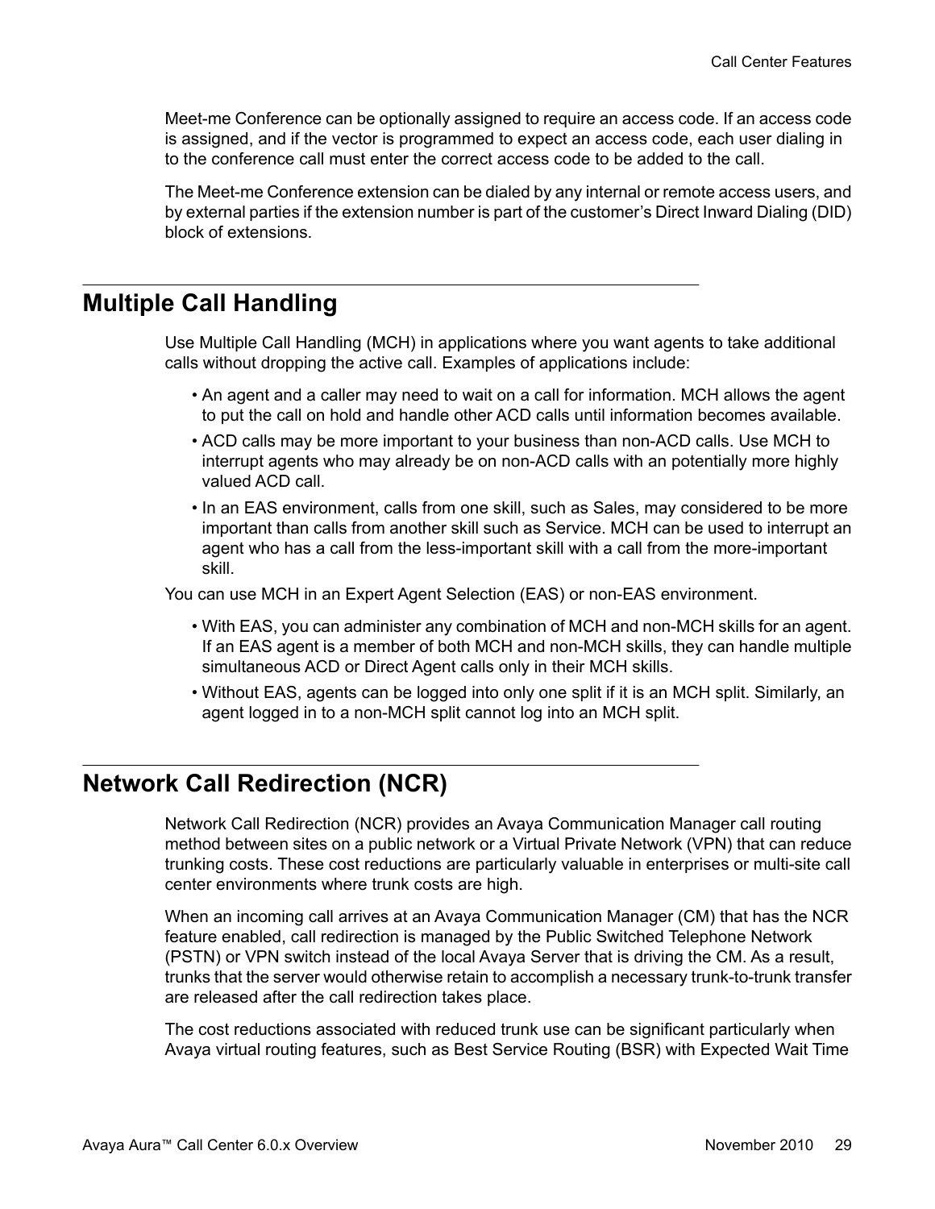Meet-me Conference can be optionally assigned to require an access code. If an access code is assigned, and if the vector is programmed to expect an access code, each user dialing in to the conference call must enter the correct access code to be added to the call.

The Meet-me Conference extension can be dialed by any internal or remote access users, and by external parties if the extension number is part of the customer's Direct Inward Dialing (DID) block of extensions.

## Multiple Call Handling

Use Multiple Call Handling (MCH) in applications where you want agents to take additional calls without dropping the active call. Examples of applications include:

- An agent and a caller may need to wait on a call for information. MCH allows the agent to put the call on hold and handle other ACD calls until information becomes available.
- ACD calls may be more important to your business than non-ACD calls. Use MCH to interrupt agents who may already be on non-ACD calls with an potentially more highly valued ACD call.
- In an EAS environment, calls from one skill, such as Sales, may considered to be more important than calls from another skill such as Service. MCH can be used to interrupt an agent who has a call from the less-important skill with a call from the more-important skill.

You can use MCH in an Expert Agent Selection (EAS) or non-EAS environment.

- With EAS, you can administer any combination of MCH and non-MCH skills for an agent. If an EAS agent is a member of both MCH and non-MCH skills, they can handle multiple simultaneous ACD or Direct Agent calls only in their MCH skills.
- Without EAS, agents can be logged into only one split if it is an MCH split. Similarly, an agent logged in to a non-MCH split cannot log into an MCH split.

## Network Call Redirection (NCR)

Network Call Redirection (NCR) provides an Avaya Communication Manager call routing method between sites on a public network or a Virtual Private Network (VPN) that can reduce trunking costs. These cost reductions are particularly valuable in enterprises or multi-site call center environments where trunk costs are high.

When an incoming call arrives at an Avaya Communication Manager (CM) that has the NCR feature enabled, call redirection is managed by the Public Switched Telephone Network (PSTN) or VPN switch instead of the local Avaya Server that is driving the CM. As a result, trunks that the server would otherwise retain to accomplish a necessary trunk-to-trunk transfer are released after the call redirection takes place.

The cost reductions associated with reduced trunk use can be significant particularly when Avaya virtual routing features, such as Best Service Routing (BSR) with Expected Wait Time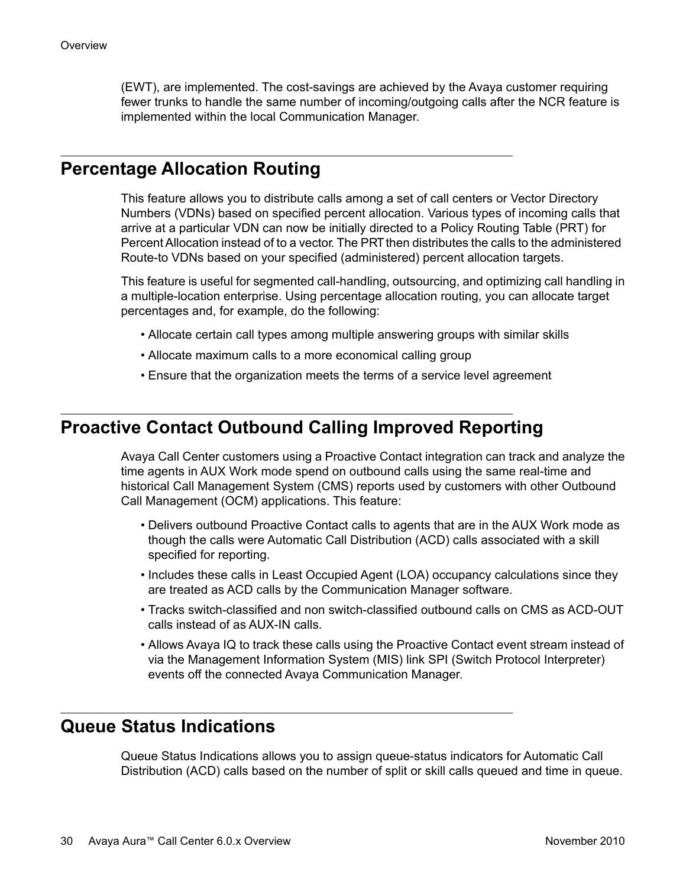(EWT), are implemented. The cost-savings are achieved by the Avaya customer requiring fewer trunks to handle the same number of incoming/outgoing calls after the NCR feature is implemented within the local Communication Manager.

## Percentage Allocation Routing

This feature allows you to distribute calls among a set of call centers or Vector Directory Numbers (VDNs) based on specified percent allocation. Various types of incoming calls that arrive at a particular VDN can now be initially directed to a Policy Routing Table (PRT) for Percent Allocation instead of to a vector. The PRT then distributes the calls to the administered Route-to VDNs based on your specified (administered) percent allocation targets.

This feature is useful for segmented call-handling, outsourcing, and optimizing call handling in a multiple-location enterprise. Using percentage allocation routing, you can allocate target percentages and, for example, do the following:

- Allocate certain call types among multiple answering groups with similar skills
- Allocate maximum calls to a more economical calling group
- Ensure that the organization meets the terms of a service level agreement

## Proactive Contact Outbound Calling Improved Reporting

Avaya Call Center customers using a Proactive Contact integration can track and analyze the time agents in AUX Work mode spend on outbound calls using the same real-time and historical Call Management System (CMS) reports used by customers with other Outbound Call Management (OCM) applications. This feature:

- Delivers outbound Proactive Contact calls to agents that are in the AUX Work mode as though the calls were Automatic Call Distribution (ACD) calls associated with a skill specified for reporting.
- Includes these calls in Least Occupied Agent (LOA) occupancy calculations since they are treated as ACD calls by the Communication Manager software.
- Tracks switch-classified and non switch-classified outbound calls on CMS as ACD-OUT calls instead of as AUX-IN calls.
- Allows Avaya IQ to track these calls using the Proactive Contact event stream instead of via the Management Information System (MIS) link SPI (Switch Protocol Interpreter) events off the connected Avaya Communication Manager.

## Queue Status Indications

Queue Status Indications allows you to assign queue-status indicators for Automatic Call Distribution (ACD) calls based on the number of split or skill calls queued and time in queue.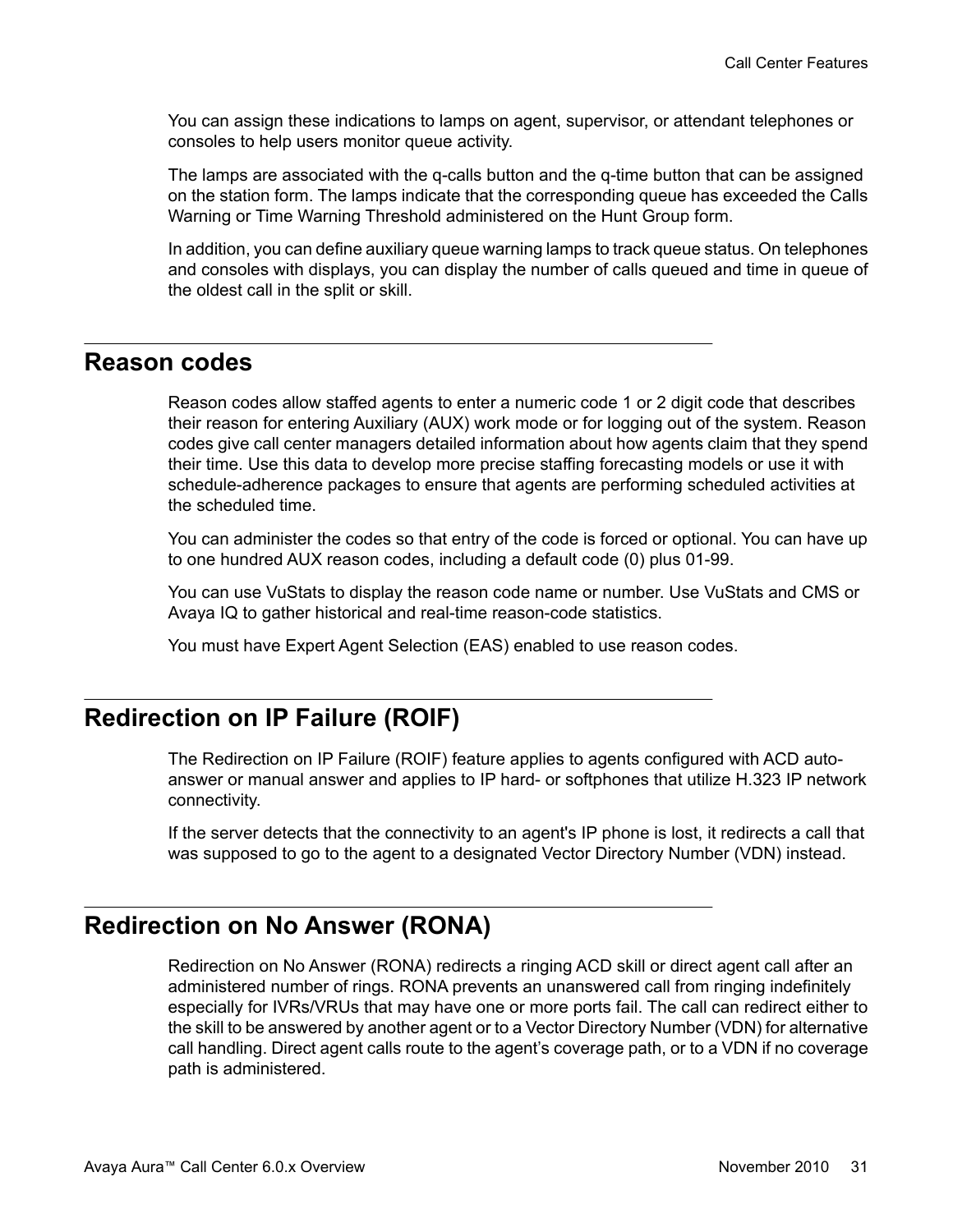You can assign these indications to lamps on agent, supervisor, or attendant telephones or consoles to help users monitor queue activity.

The lamps are associated with the q-calls button and the q-time button that can be assigned on the station form. The lamps indicate that the corresponding queue has exceeded the Calls Warning or Time Warning Threshold administered on the Hunt Group form.

In addition, you can define auxiliary queue warning lamps to track queue status. On telephones and consoles with displays, you can display the number of calls queued and time in queue of the oldest call in the split or skill.

## Reason codes

Reason codes allow staffed agents to enter a numeric code 1 or 2 digit code that describes their reason for entering Auxiliary (AUX) work mode or for logging out of the system. Reason codes give call center managers detailed information about how agents claim that they spend their time. Use this data to develop more precise staffing forecasting models or use it with schedule-adherence packages to ensure that agents are performing scheduled activities at the scheduled time.

You can administer the codes so that entry of the code is forced or optional. You can have up to one hundred AUX reason codes, including a default code (0) plus 01-99.

You can use VuStats to display the reason code name or number. Use VuStats and CMS or Avaya IQ to gather historical and real-time reason-code statistics.

You must have Expert Agent Selection (EAS) enabled to use reason codes.

## Redirection on IP Failure (ROIF)

The Redirection on IP Failure (ROIF) feature applies to agents configured with ACD auto-answer or manual answer and applies to IP hard- or softphones that utilize H.323 IP network connectivity.

If the server detects that the connectivity to an agent's IP phone is lost, it redirects a call that was supposed to go to the agent to a designated Vector Directory Number (VDN) instead.

## Redirection on No Answer (RONA)

Redirection on No Answer (RONA) redirects a ringing ACD skill or direct agent call after an administered number of rings. RONA prevents an unanswered call from ringing indefinitely especially for IVRs/VRUs that may have one or more ports fail. The call can redirect either to the skill to be answered by another agent or to a Vector Directory Number (VDN) for alternative call handling. Direct agent calls route to the agent's coverage path, or to a VDN if no coverage path is administered.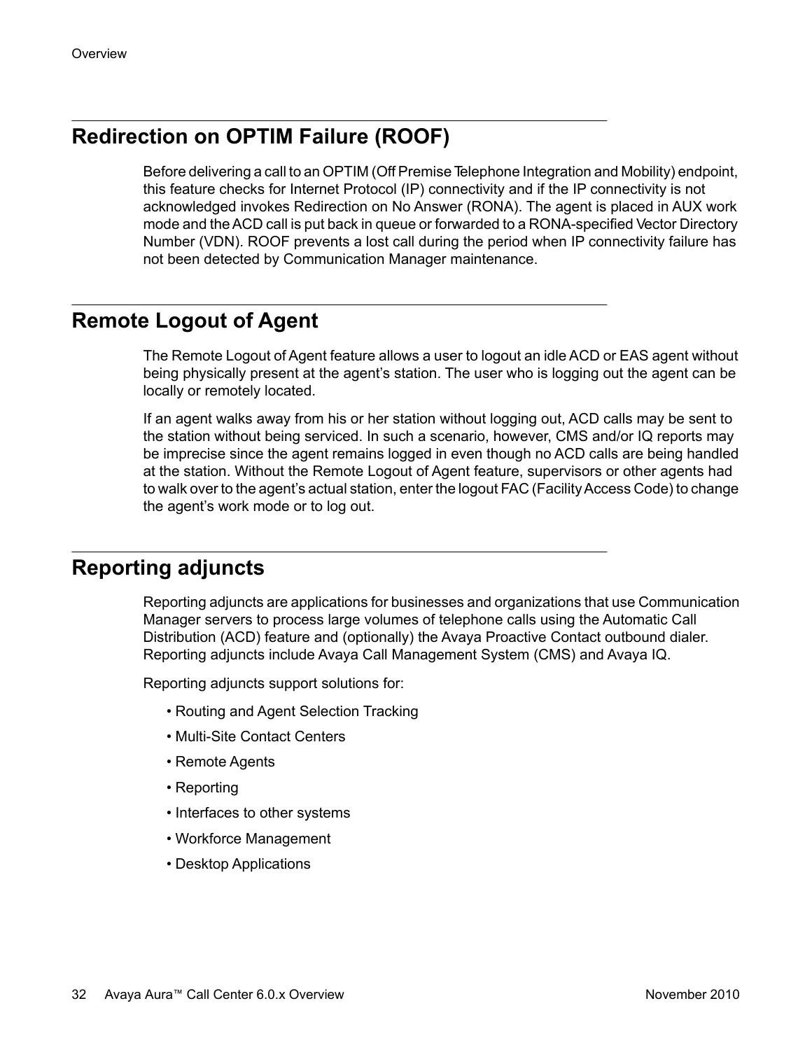## Redirection on OPTIM Failure (ROOF)

Before delivering a call to an OPTIM (Off Premise Telephone Integration and Mobility) endpoint, this feature checks for Internet Protocol (IP) connectivity and if the IP connectivity is not acknowledged invokes Redirection on No Answer (RONA). The agent is placed in AUX work mode and the ACD call is put back in queue or forwarded to a RONA-specified Vector Directory Number (VDN). ROOF prevents a lost call during the period when IP connectivity failure has not been detected by Communication Manager maintenance.

## Remote Logout of Agent

The Remote Logout of Agent feature allows a user to logout an idle ACD or EAS agent without being physically present at the agent's station. The user who is logging out the agent can be locally or remotely located.

If an agent walks away from his or her station without logging out, ACD calls may be sent to the station without being serviced. In such a scenario, however, CMS and/or IQ reports may be imprecise since the agent remains logged in even though no ACD calls are being handled at the station. Without the Remote Logout of Agent feature, supervisors or other agents had to walk over to the agent's actual station, enter the logout FAC (Facility Access Code) to change the agent's work mode or to log out.

## Reporting adjuncts

Reporting adjuncts are applications for businesses and organizations that use Communication Manager servers to process large volumes of telephone calls using the Automatic Call Distribution (ACD) feature and (optionally) the Avaya Proactive Contact outbound dialer. Reporting adjuncts include Avaya Call Management System (CMS) and Avaya IQ.

Reporting adjuncts support solutions for:

- Routing and Agent Selection Tracking
- Multi-Site Contact Centers
- Remote Agents
- Reporting
- Interfaces to other systems
- Workforce Management
- Desktop Applications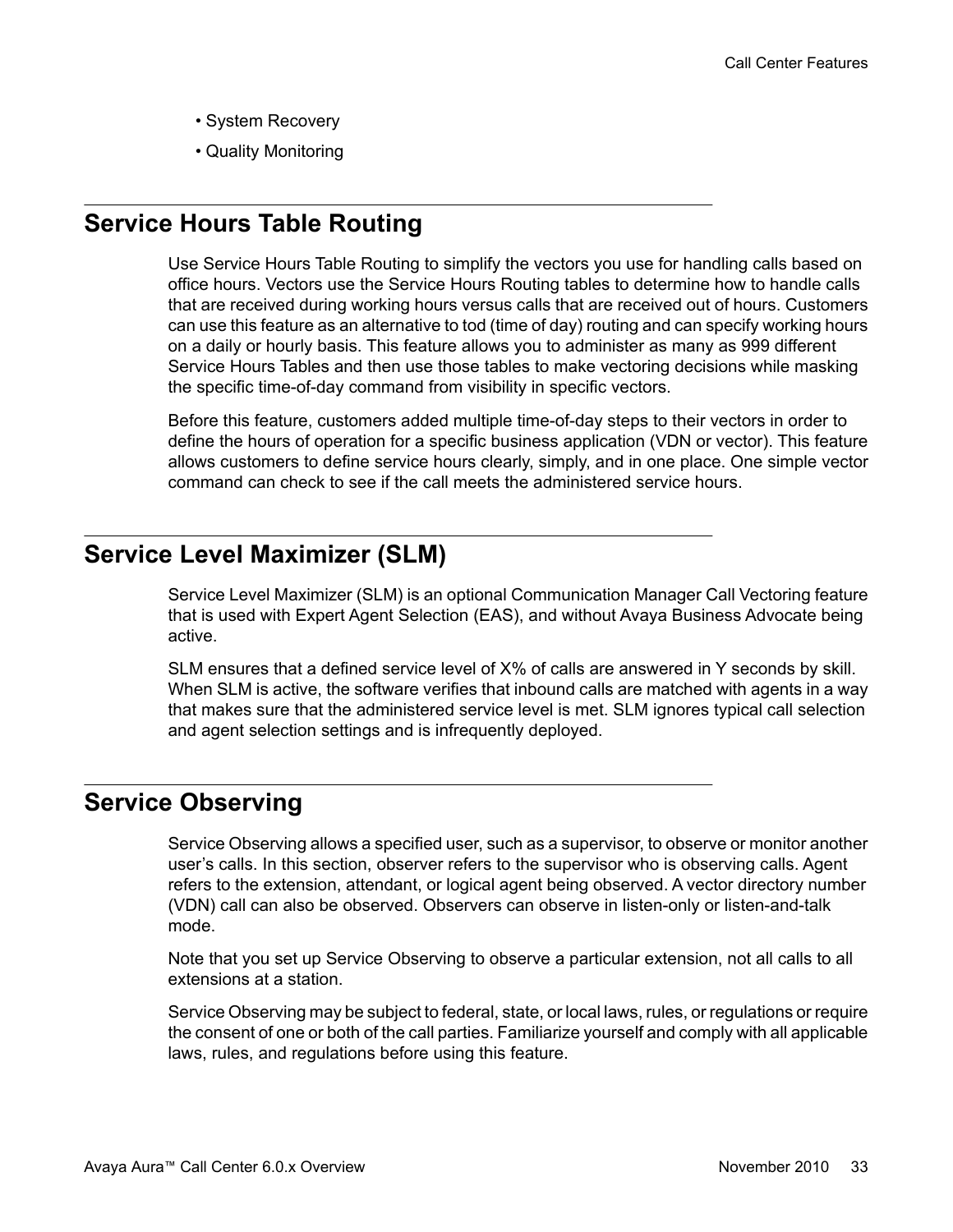- System Recovery
- Quality Monitoring

## Service Hours Table Routing

Use Service Hours Table Routing to simplify the vectors you use for handling calls based on office hours. Vectors use the Service Hours Routing tables to determine how to handle calls that are received during working hours versus calls that are received out of hours. Customers can use this feature as an alternative to tod (time of day) routing and can specify working hours on a daily or hourly basis. This feature allows you to administer as many as 999 different Service Hours Tables and then use those tables to make vectoring decisions while masking the specific time-of-day command from visibility in specific vectors.

Before this feature, customers added multiple time-of-day steps to their vectors in order to define the hours of operation for a specific business application (VDN or vector). This feature allows customers to define service hours clearly, simply, and in one place. One simple vector command can check to see if the call meets the administered service hours.

## Service Level Maximizer (SLM)

Service Level Maximizer (SLM) is an optional Communication Manager Call Vectoring feature that is used with Expert Agent Selection (EAS), and without Avaya Business Advocate being active.

SLM ensures that a defined service level of X% of calls are answered in Y seconds by skill. When SLM is active, the software verifies that inbound calls are matched with agents in a way that makes sure that the administered service level is met. SLM ignores typical call selection and agent selection settings and is infrequently deployed.

## Service Observing

Service Observing allows a specified user, such as a supervisor, to observe or monitor another user's calls. In this section, observer refers to the supervisor who is observing calls. Agent refers to the extension, attendant, or logical agent being observed. A vector directory number (VDN) call can also be observed. Observers can observe in listen-only or listen-and-talk mode.

Note that you set up Service Observing to observe a particular extension, not all calls to all extensions at a station.

Service Observing may be subject to federal, state, or local laws, rules, or regulations or require the consent of one or both of the call parties. Familiarize yourself and comply with all applicable laws, rules, and regulations before using this feature.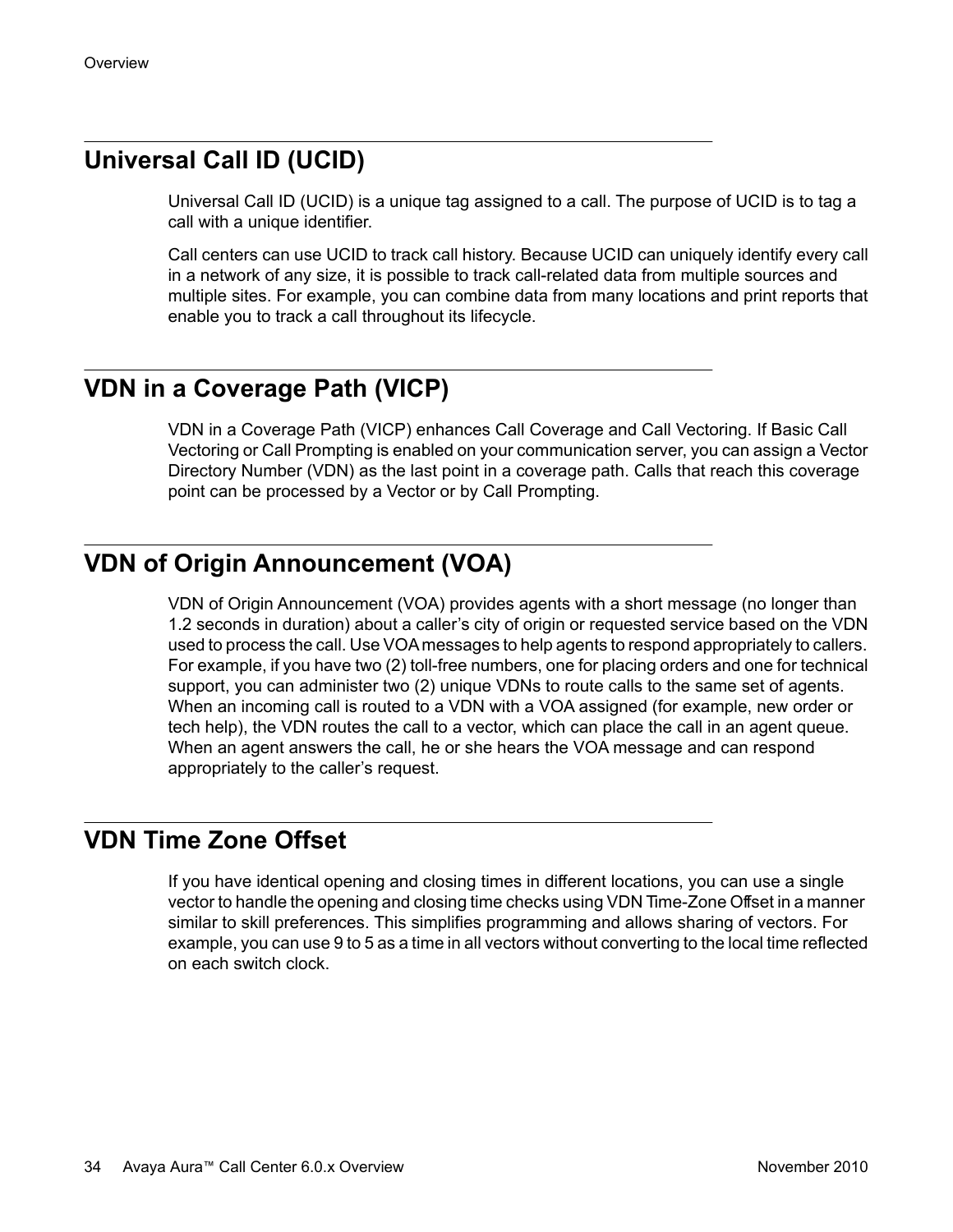## Universal Call ID (UCID)

Universal Call ID (UCID) is a unique tag assigned to a call. The purpose of UCID is to tag a call with a unique identifier.

Call centers can use UCID to track call history. Because UCID can uniquely identify every call in a network of any size, it is possible to track call-related data from multiple sources and multiple sites. For example, you can combine data from many locations and print reports that enable you to track a call throughout its lifecycle.

## VDN in a Coverage Path (VICP)

VDN in a Coverage Path (VICP) enhances Call Coverage and Call Vectoring. If Basic Call Vectoring or Call Prompting is enabled on your communication server, you can assign a Vector Directory Number (VDN) as the last point in a coverage path. Calls that reach this coverage point can be processed by a Vector or by Call Prompting.

## VDN of Origin Announcement (VOA)

VDN of Origin Announcement (VOA) provides agents with a short message (no longer than 1.2 seconds in duration) about a caller's city of origin or requested service based on the VDN used to process the call. Use VOA messages to help agents to respond appropriately to callers. For example, if you have two (2) toll-free numbers, one for placing orders and one for technical support, you can administer two (2) unique VDNs to route calls to the same set of agents. When an incoming call is routed to a VDN with a VOA assigned (for example, new order or tech help), the VDN routes the call to a vector, which can place the call in an agent queue. When an agent answers the call, he or she hears the VOA message and can respond appropriately to the caller's request.

## VDN Time Zone Offset

If you have identical opening and closing times in different locations, you can use a single vector to handle the opening and closing time checks using VDN Time-Zone Offset in a manner similar to skill preferences. This simplifies programming and allows sharing of vectors. For example, you can use 9 to 5 as a time in all vectors without converting to the local time reflected on each switch clock.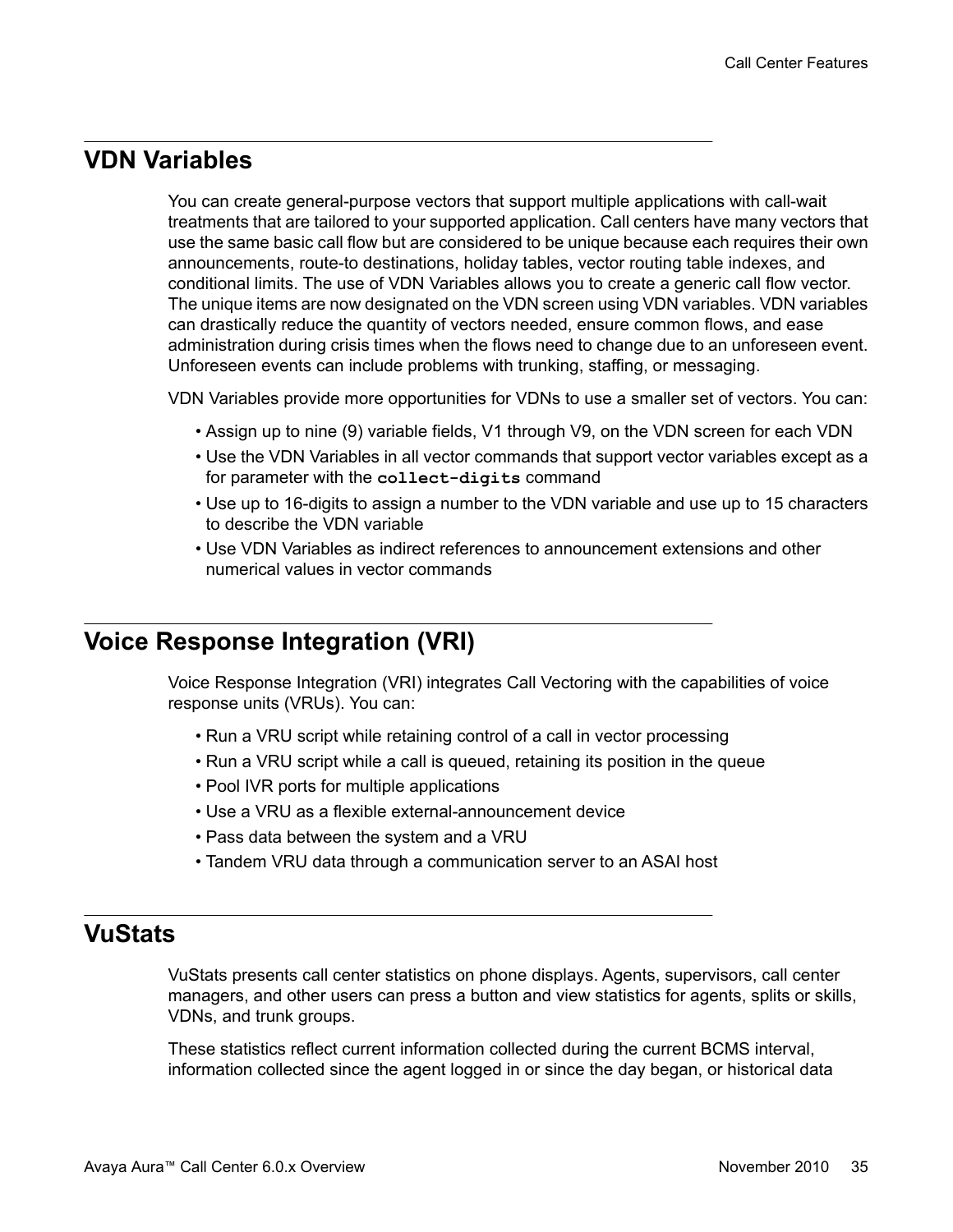## VDN Variables

You can create general-purpose vectors that support multiple applications with call-wait treatments that are tailored to your supported application. Call centers have many vectors that use the same basic call flow but are considered to be unique because each requires their own announcements, route-to destinations, holiday tables, vector routing table indexes, and conditional limits. The use of VDN Variables allows you to create a generic call flow vector. The unique items are now designated on the VDN screen using VDN variables. VDN variables can drastically reduce the quantity of vectors needed, ensure common flows, and ease administration during crisis times when the flows need to change due to an unforeseen event. Unforeseen events can include problems with trunking, staffing, or messaging.

VDN Variables provide more opportunities for VDNs to use a smaller set of vectors. You can:

- Assign up to nine (9) variable fields, V1 through V9, on the VDN screen for each VDN
- Use the VDN Variables in all vector commands that support vector variables except as a for parameter with the **`collect-digits`** command
- Use up to 16-digits to assign a number to the VDN variable and use up to 15 characters to describe the VDN variable
- Use VDN Variables as indirect references to announcement extensions and other numerical values in vector commands

## Voice Response Integration (VRI)

Voice Response Integration (VRI) integrates Call Vectoring with the capabilities of voice response units (VRUs). You can:

- Run a VRU script while retaining control of a call in vector processing
- Run a VRU script while a call is queued, retaining its position in the queue
- Pool IVR ports for multiple applications
- Use a VRU as a flexible external-announcement device
- Pass data between the system and a VRU
- Tandem VRU data through a communication server to an ASAI host

## VuStats

VuStats presents call center statistics on phone displays. Agents, supervisors, call center managers, and other users can press a button and view statistics for agents, splits or skills, VDNs, and trunk groups.

These statistics reflect current information collected during the current BCMS interval, information collected since the agent logged in or since the day began, or historical data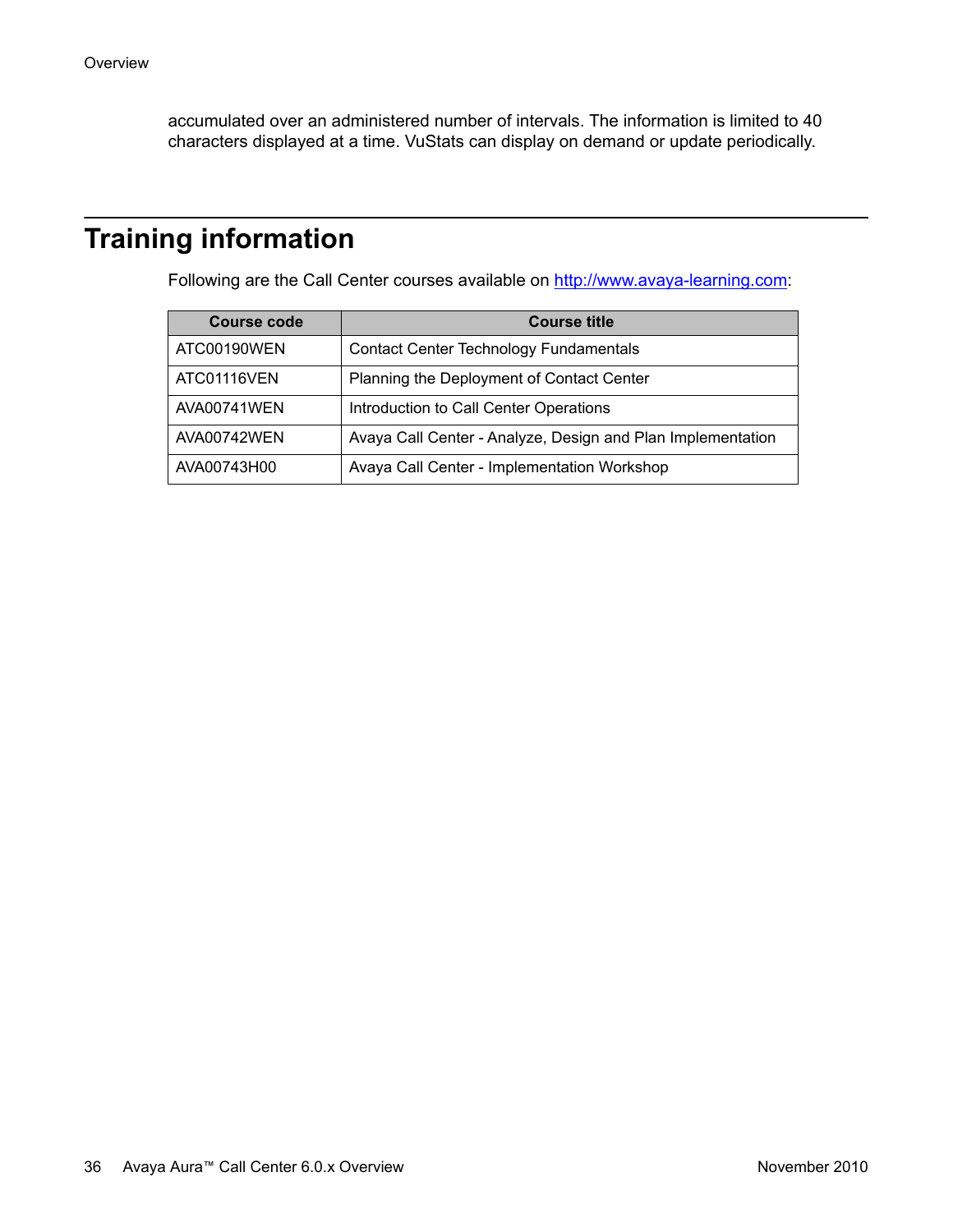accumulated over an administered number of intervals. The information is limited to 40 characters displayed at a time. VuStats can display on demand or update periodically.

## Training information

Following are the Call Center courses available on http://www.avaya-learning.com:

| Course code | Course title |
| --- | --- |
| ATC00190WEN | Contact Center Technology Fundamentals |
| ATC01116VEN | Planning the Deployment of Contact Center |
| AVA00741WEN | Introduction to Call Center Operations |
| AVA00742WEN | Avaya Call Center - Analyze, Design and Plan Implementation |
| AVA00743H00 | Avaya Call Center - Implementation Workshop |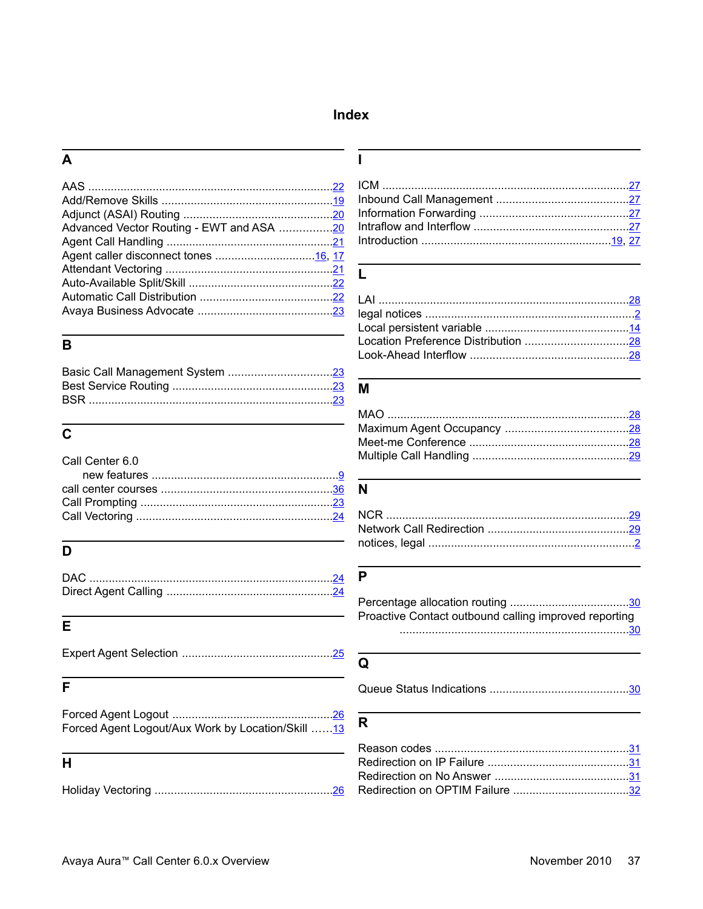# Index

## A

AAS ............ 22
Add/Remove Skills ............ 19
Adjunct (ASAI) Routing ............ 20
Advanced Vector Routing - EWT and ASA ............ 20
Agent Call Handling ............ 21
Agent caller disconnect tones ............ 16, 17
Attendant Vectoring ............ 21
Auto-Available Split/Skill ............ 22
Automatic Call Distribution ............ 22
Avaya Business Advocate ............ 23

## B

Basic Call Management System ............ 23
Best Service Routing ............ 23
BSR ............ 23

## C

Call Center 6.0
    new features ............ 9
call center courses ............ 36
Call Prompting ............ 23
Call Vectoring ............ 24

## D

DAC ............ 24
Direct Agent Calling ............ 24

## E

Expert Agent Selection ............ 25

## F

Forced Agent Logout ............ 26
Forced Agent Logout/Aux Work by Location/Skill ............ 13

## H

Holiday Vectoring ............ 26

## I

ICM ............ 27
Inbound Call Management ............ 27
Information Forwarding ............ 27
Intraflow and Interflow ............ 27
Introduction ............ 19, 27

## L

LAI ............ 28
legal notices ............ 2
Local persistent variable ............ 14
Location Preference Distribution ............ 28
Look-Ahead Interflow ............ 28

## M

MAO ............ 28
Maximum Agent Occupancy ............ 28
Meet-me Conference ............ 28
Multiple Call Handling ............ 29

## N

NCR ............ 29
Network Call Redirection ............ 29
notices, legal ............ 2

## P

Percentage allocation routing ............ 30
Proactive Contact outbound calling improved reporting
    ............ 30

## Q

Queue Status Indications ............ 30

## R

Reason codes ............ 31
Redirection on IP Failure ............ 31
Redirection on No Answer ............ 31
Redirection on OPTIM Failure ............ 32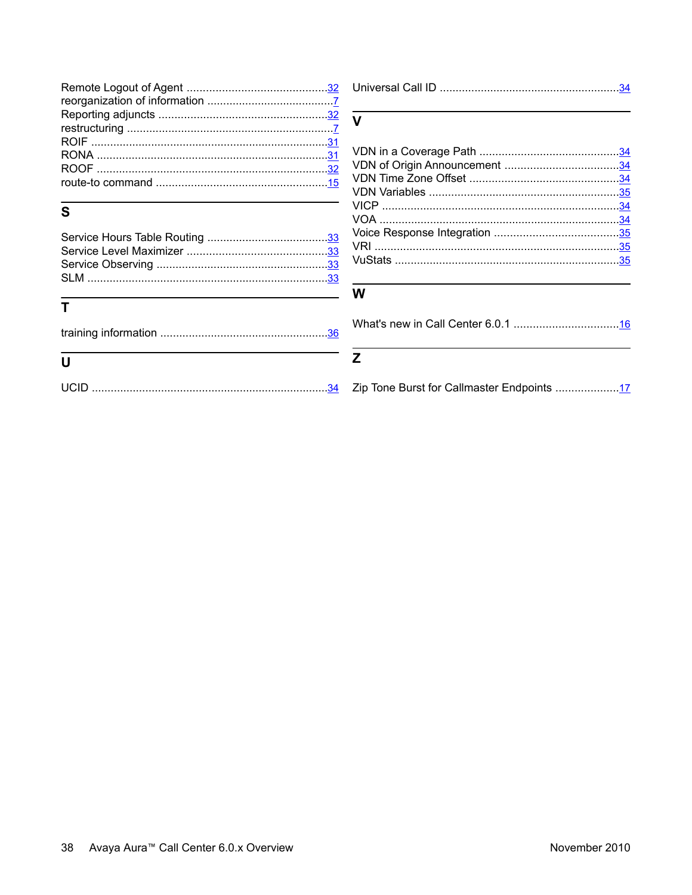Remote Logout of Agent ............................................32
reorganization of information ........................................7
Reporting adjuncts .....................................................32
restructuring .................................................................7
ROIF ...........................................................................31
RONA .........................................................................31
ROOF .........................................................................32
route-to command ......................................................15

## S

Service Hours Table Routing ......................................33
Service Level Maximizer ............................................33
Service Observing ......................................................33
SLM ............................................................................33

## T

training information ....................................................36

## U

UCID ..........................................................................34
Universal Call ID ........................................................34

## V

VDN in a Coverage Path ............................................34
VDN of Origin Announcement ....................................34
VDN Time Zone Offset ...............................................34
VDN Variables ............................................................35
VICP ...........................................................................34
VOA ............................................................................34
Voice Response Integration .......................................35
VRI .............................................................................35
VuStats ......................................................................35

## W

What's new in Call Center 6.0.1 .................................16

## Z

Zip Tone Burst for Callmaster Endpoints ....................17